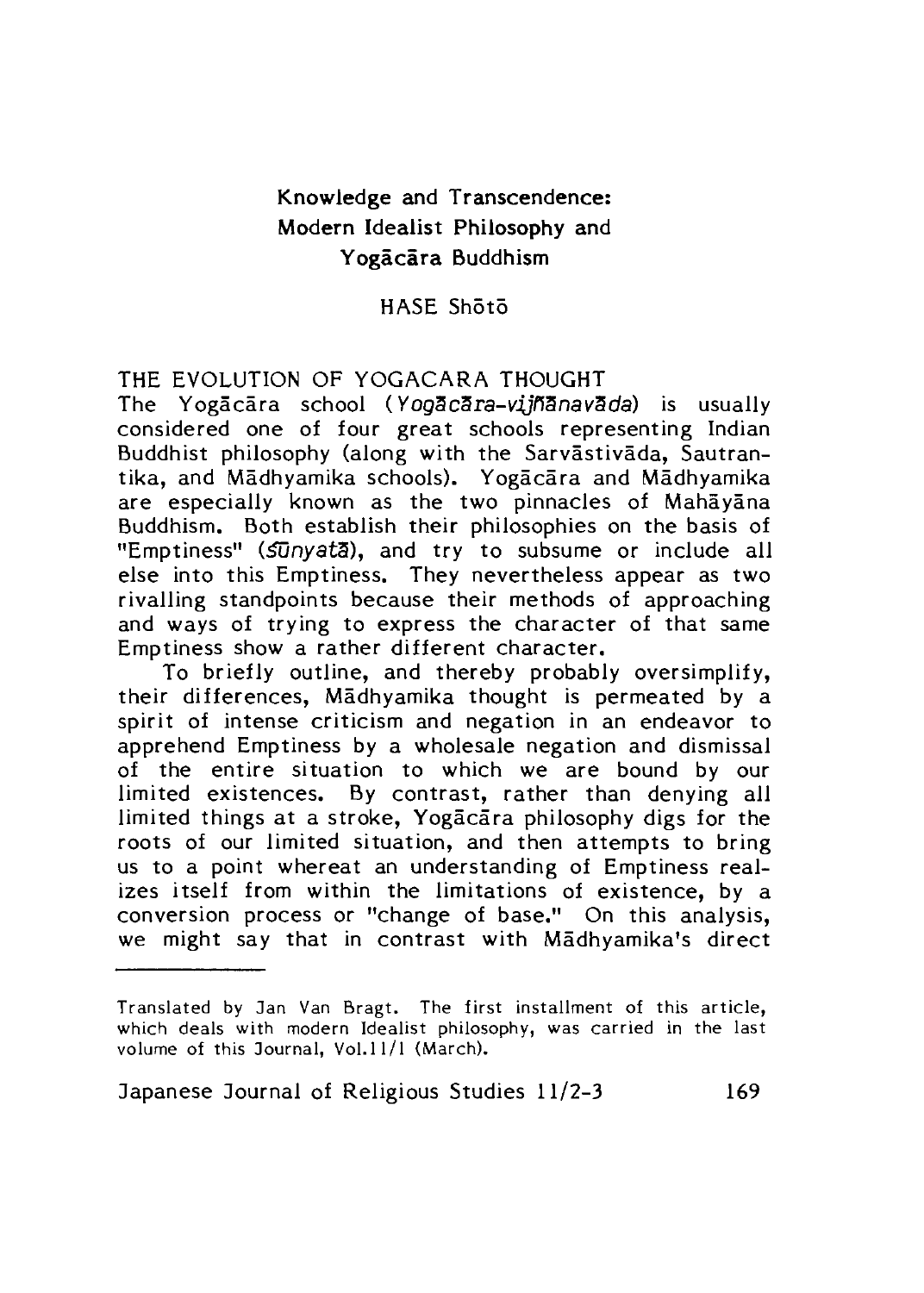# Knowledge and Transcendence: Modern Idealist Philosophy and Yogācāra Buddhism

HASE Shōtō

## THE EVOLUTION OF YOGACARA THOUGHT

The Yogācāra school (*Yogācāra-vijñānavāda*) is usually considered one of four great schools representing Indian Buddhist philosophy (along with the Sarvāstivāda, Sautrantika, and Mādhyamika schools). Yogācāra and Mādhyamika are especially known as the two pinnacles of Mahāyāna Buddhism. Both establish their philosophies on the basis of "Emptiness" (*śūnyatā*), and try to subsume or include all else into this Emptiness. They nevertheless appear as two rivalling standpoints because their methods of approaching and ways of trying to express the character of that same Emptiness show a rather different character.

To briefly outline, and thereby probably oversimplify, their differences, Mādhyamika thought is permeated by a spirit of intense criticism and negation in an endeavor to apprehend Emptiness by a wholesale negation and dismissal of the entire situation to which we are bound by our limited existences. By contrast, rather than denying all limited things at a stroke, Yogācāra philosophy digs for the roots of our limited situation, and then attempts to bring us to a point whereat an understanding of Emptiness realizes itself from within the limitations of existence, by a conversion process or "change of base." On this analysis, we might say that in contrast with Mādhyamika's direct

---

Translated by Jan Van Bragt. The first installment of this article, which deals with modern Idealist philosophy, was carried in the last volume of this Journal, Vol.11/1 (March).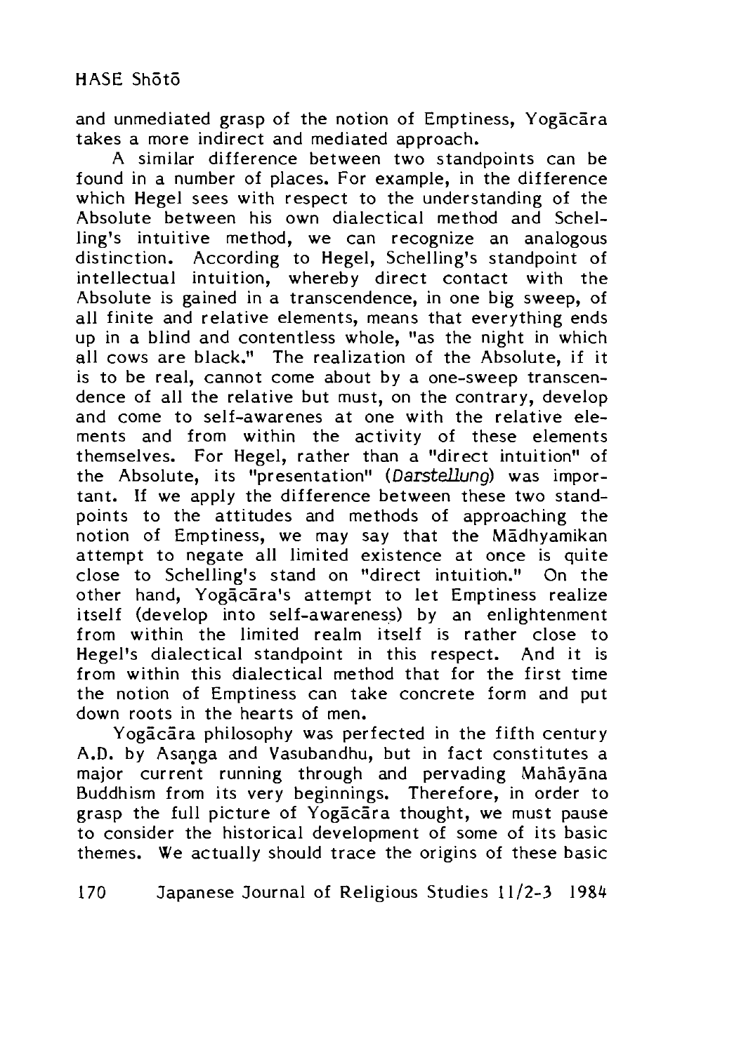and unmediated grasp of the notion of Emptiness, Yogācāra takes a more indirect and mediated approach.

A similar difference between two standpoints can be found in a number of places. For example, in the difference which Hegel sees with respect to the understanding of the Absolute between his own dialectical method and Schelling's intuitive method, we can recognize an analogous distinction. According to Hegel, Schelling's standpoint of intellectual intuition, whereby direct contact with the Absolute is gained in a transcendence, in one big sweep, of all finite and relative elements, means that everything ends up in a blind and contentless whole, "as the night in which all cows are black." The realization of the Absolute, if it is to be real, cannot come about by a one-sweep transcendence of all the relative but must, on the contrary, develop and come to self-awarenes at one with the relative elements and from within the activity of these elements themselves. For Hegel, rather than a "direct intuition" of the Absolute, its "presentation" (*Darstellung*) was important. If we apply the difference between these two standpoints to the attitudes and methods of approaching the notion of Emptiness, we may say that the Mādhyamikan attempt to negate all limited existence at once is quite close to Schelling's stand on "direct intuition." On the other hand, Yogācāra's attempt to let Emptiness realize itself (develop into self-awareness) by an enlightenment from within the limited realm itself is rather close to Hegel's dialectical standpoint in this respect. And it is from within this dialectical method that for the first time the notion of Emptiness can take concrete form and put down roots in the hearts of men.

Yogācāra philosophy was perfected in the fifth century A.D. by Asaṇga and Vasubandhu, but in fact constitutes a major current running through and pervading Mahāyāna Buddhism from its very beginnings. Therefore, in order to grasp the full picture of Yogācāra thought, we must pause to consider the historical development of some of its basic themes. We actually should trace the origins of these basic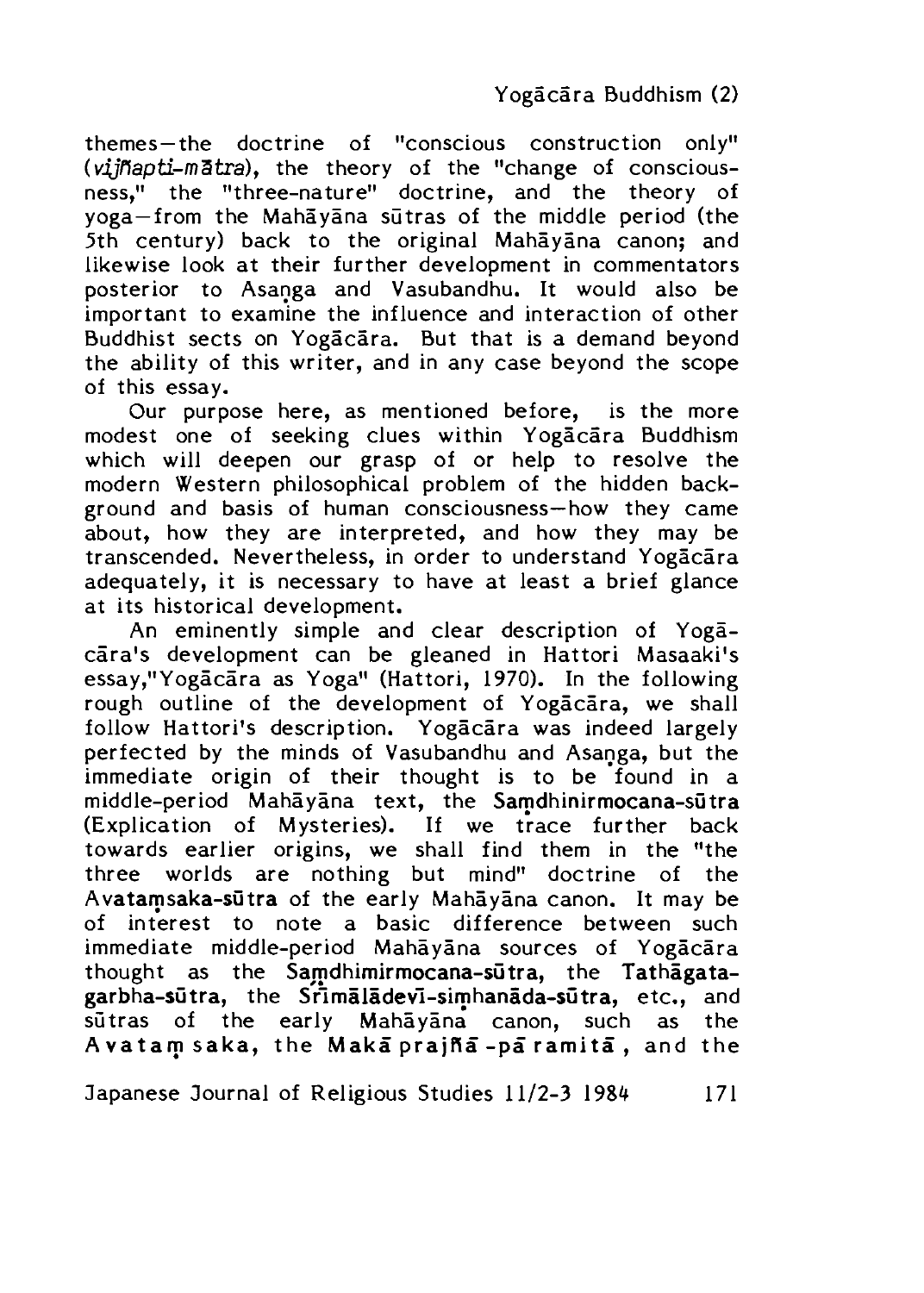themes—the doctrine of "conscious construction only" (*vijñapti-mātra*), the theory of the "change of consciousness," the "three-nature" doctrine, and the theory of yoga—from the Mahāyāna sūtras of the middle period (the 5th century) back to the original Mahāyāna canon; and likewise look at their further development in commentators posterior to Asaṇga and Vasubandhu. It would also be important to examine the influence and interaction of other Buddhist sects on Yogācāra. But that is a demand beyond the ability of this writer, and in any case beyond the scope of this essay.

Our purpose here, as mentioned before, is the more modest one of seeking clues within Yogācāra Buddhism which will deepen our grasp of or help to resolve the modern Western philosophical problem of the hidden background and basis of human consciousness—how they came about, how they are interpreted, and how they may be transcended. Nevertheless, in order to understand Yogācāra adequately, it is necessary to have at least a brief glance at its historical development.

An eminently simple and clear description of Yogācāra's development can be gleaned in Hattori Masaaki's essay,"Yogācāra as Yoga" (Hattori, 1970). In the following rough outline of the development of Yogācāra, we shall follow Hattori's description. Yogācāra was indeed largely perfected by the minds of Vasubandhu and Asaṇga, but the immediate origin of their thought is to be found in a middle-period Mahāyāna text, the **Saṃdhinirmocana-sūtra** (Explication of Mysteries). If we trace further back towards earlier origins, we shall find them in the "the three worlds are nothing but mind" doctrine of the **Avataṃsaka-sūtra** of the early Mahāyāna canon. It may be of interest to note a basic difference between such immediate middle-period Mahāyāna sources of Yogācāra thought as the **Saṃdhimirmocana-sūtra**, the **Tathāgatagarbha-sūtra**, the **Śrīmālādevī-siṃhanāda-sūtra**, etc., and sūtras of the early Mahāyāna canon, such as the **Avataṃsaka**, the **Makāprajñā-pāramitā**, and the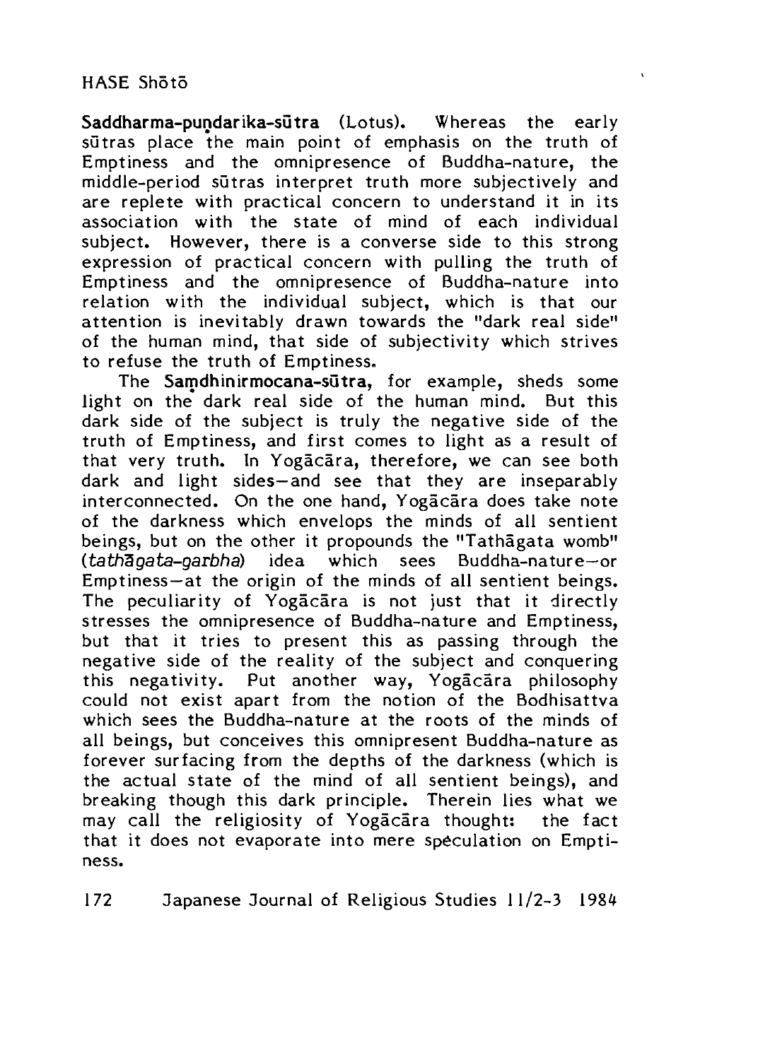**Saddharma-puṇḍarika-sūtra** (Lotus). Whereas the early sūtras place the main point of emphasis on the truth of Emptiness and the omnipresence of Buddha-nature, the middle-period sūtras interpret truth more subjectively and are replete with practical concern to understand it in its association with the state of mind of each individual subject. However, there is a converse side to this strong expression of practical concern with pulling the truth of Emptiness and the omnipresence of Buddha-nature into relation with the individual subject, which is that our attention is inevitably drawn towards the "dark real side" of the human mind, that side of subjectivity which strives to refuse the truth of Emptiness.

The **Saṃdhinirmocana-sūtra**, for example, sheds some light on the dark real side of the human mind. But this dark side of the subject is truly the negative side of the truth of Emptiness, and first comes to light as a result of that very truth. In Yogācāra, therefore, we can see both dark and light sides—and see that they are inseparably interconnected. On the one hand, Yogācāra does take note of the darkness which envelops the minds of all sentient beings, but on the other it propounds the "Tathāgata womb" (*tathāgata-garbha*) idea which sees Buddha-nature—or Emptiness—at the origin of the minds of all sentient beings. The peculiarity of Yogācāra is not just that it directly stresses the omnipresence of Buddha-nature and Emptiness, but that it tries to present this as passing through the negative side of the reality of the subject and conquering this negativity. Put another way, Yogācāra philosophy could not exist apart from the notion of the Bodhisattva which sees the Buddha-nature at the roots of the minds of all beings, but conceives this omnipresent Buddha-nature as forever surfacing from the depths of the darkness (which is the actual state of the mind of all sentient beings), and breaking though this dark principle. Therein lies what we may call the religiosity of Yogācāra thought: the fact that it does not evaporate into mere speculation on Emptiness.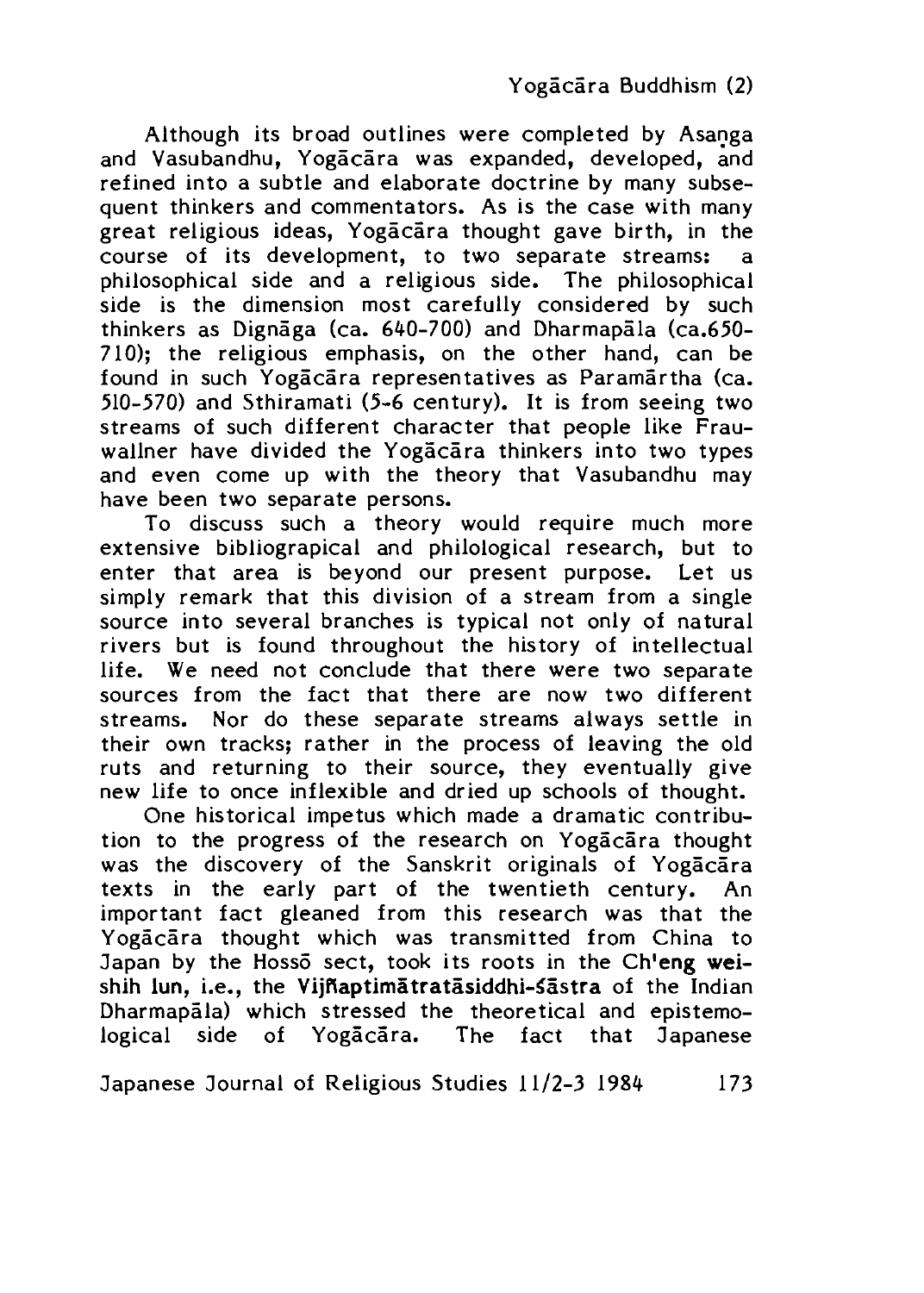Although its broad outlines were completed by Asaṅga and Vasubandhu, Yogācāra was expanded, developed, and refined into a subtle and elaborate doctrine by many subsequent thinkers and commentators. As is the case with many great religious ideas, Yogācāra thought gave birth, in the course of its development, to two separate streams: a philosophical side and a religious side. The philosophical side is the dimension most carefully considered by such thinkers as Dignāga (ca. 640-700) and Dharmapāla (ca.650-710); the religious emphasis, on the other hand, can be found in such Yogācāra representatives as Paramārtha (ca. 510-570) and Sthiramati (5-6 century). It is from seeing two streams of such different character that people like Frauwallner have divided the Yogācāra thinkers into two types and even come up with the theory that Vasubandhu may have been two separate persons.

To discuss such a theory would require much more extensive bibliograpical and philological research, but to enter that area is beyond our present purpose. Let us simply remark that this division of a stream from a single source into several branches is typical not only of natural rivers but is found throughout the history of intellectual life. We need not conclude that there were two separate sources from the fact that there are now two different streams. Nor do these separate streams always settle in their own tracks; rather in the process of leaving the old ruts and returning to their source, they eventually give new life to once inflexible and dried up schools of thought.

One historical impetus which made a dramatic contribution to the progress of the research on Yogācāra thought was the discovery of the Sanskrit originals of Yogācāra texts in the early part of the twentieth century. An important fact gleaned from this research was that the Yogācāra thought which was transmitted from China to Japan by the Hossō sect, took its roots in the **Ch'eng wei-shih lun**, i.e., the **Vijñaptimātratāsiddhi-śāstra** of the Indian Dharmapāla) which stressed the theoretical and epistemological side of Yogācāra. The fact that Japanese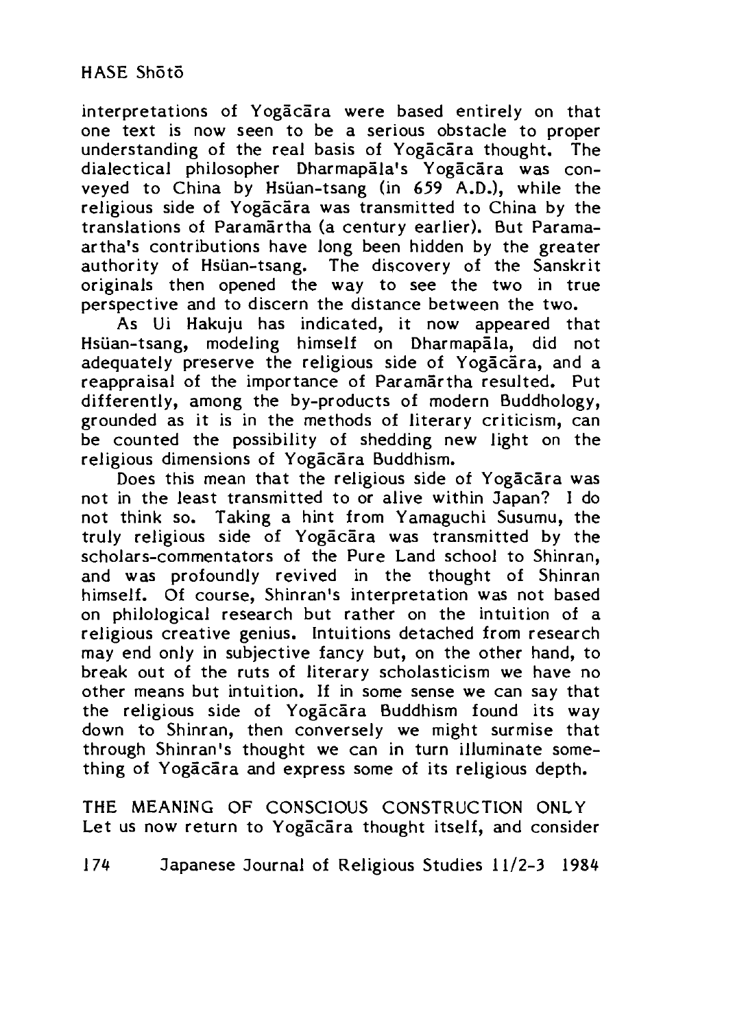interpretations of Yogācāra were based entirely on that one text is now seen to be a serious obstacle to proper understanding of the real basis of Yogācāra thought. The dialectical philosopher Dharmapāla's Yogācāra was conveyed to China by Hsüan-tsang (in 659 A.D.), while the religious side of Yogācāra was transmitted to China by the translations of Paramārtha (a century earlier). But Paramaartha's contributions have long been hidden by the greater authority of Hsüan-tsang. The discovery of the Sanskrit originals then opened the way to see the two in true perspective and to discern the distance between the two.

As Ui Hakuju has indicated, it now appeared that Hsüan-tsang, modeling himself on Dharmapāla, did not adequately preserve the religious side of Yogācāra, and a reappraisal of the importance of Paramārtha resulted. Put differently, among the by-products of modern Buddhology, grounded as it is in the methods of literary criticism, can be counted the possibility of shedding new light on the religious dimensions of Yogācāra Buddhism.

Does this mean that the religious side of Yogācāra was not in the least transmitted to or alive within Japan? I do not think so. Taking a hint from Yamaguchi Susumu, the truly religious side of Yogācāra was transmitted by the scholars-commentators of the Pure Land school to Shinran, and was profoundly revived in the thought of Shinran himself. Of course, Shinran's interpretation was not based on philological research but rather on the intuition of a religious creative genius. Intuitions detached from research may end only in subjective fancy but, on the other hand, to break out of the ruts of literary scholasticism we have no other means but intuition. If in some sense we can say that the religious side of Yogācāra Buddhism found its way down to Shinran, then conversely we might surmise that through Shinran's thought we can in turn illuminate something of Yogācāra and express some of its religious depth.

## THE MEANING OF CONSCIOUS CONSTRUCTION ONLY

Let us now return to Yogācāra thought itself, and consider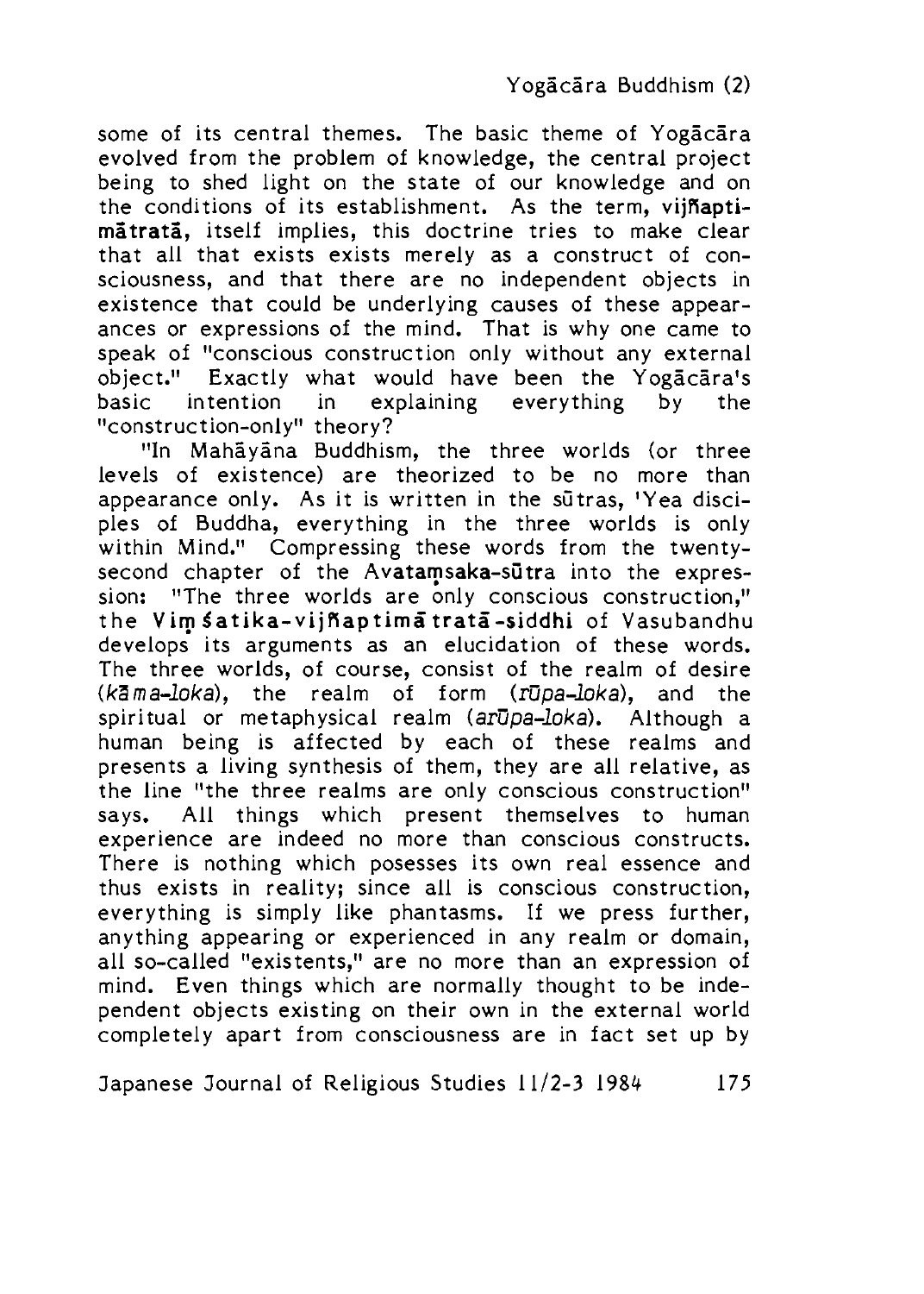some of its central themes. The basic theme of Yogācāra evolved from the problem of knowledge, the central project being to shed light on the state of our knowledge and on the conditions of its establishment. As the term, **vijñapti-mātratā**, itself implies, this doctrine tries to make clear that all that exists exists merely as a construct of consciousness, and that there are no independent objects in existence that could be underlying causes of these appearances or expressions of the mind. That is why one came to speak of "conscious construction only without any external object." Exactly what would have been the Yogācāra's basic intention in explaining everything by the "construction-only" theory?

"In Mahāyāna Buddhism, the three worlds (or three levels of existence) are theorized to be no more than appearance only. As it is written in the sūtras, 'Yea disciples of Buddha, everything in the three worlds is only within Mind." Compressing these words from the twenty-second chapter of the **Avataṃsaka-sūtra** into the expression: "The three worlds are only conscious construction," the **Viṃśatika-vijñaptimātratā-siddhi** of Vasubandhu develops its arguments as an elucidation of these words. The three worlds, of course, consist of the realm of desire (*kāma-loka*), the realm of form (*rūpa-loka*), and the spiritual or metaphysical realm (*arūpa-loka*). Although a human being is affected by each of these realms and presents a living synthesis of them, they are all relative, as the line "the three realms are only conscious construction" says. All things which present themselves to human experience are indeed no more than conscious constructs. There is nothing which posesses its own real essence and thus exists in reality; since all is conscious construction, everything is simply like phantasms. If we press further, anything appearing or experienced in any realm or domain, all so-called "existents," are no more than an expression of mind. Even things which are normally thought to be independent objects existing on their own in the external world completely apart from consciousness are in fact set up by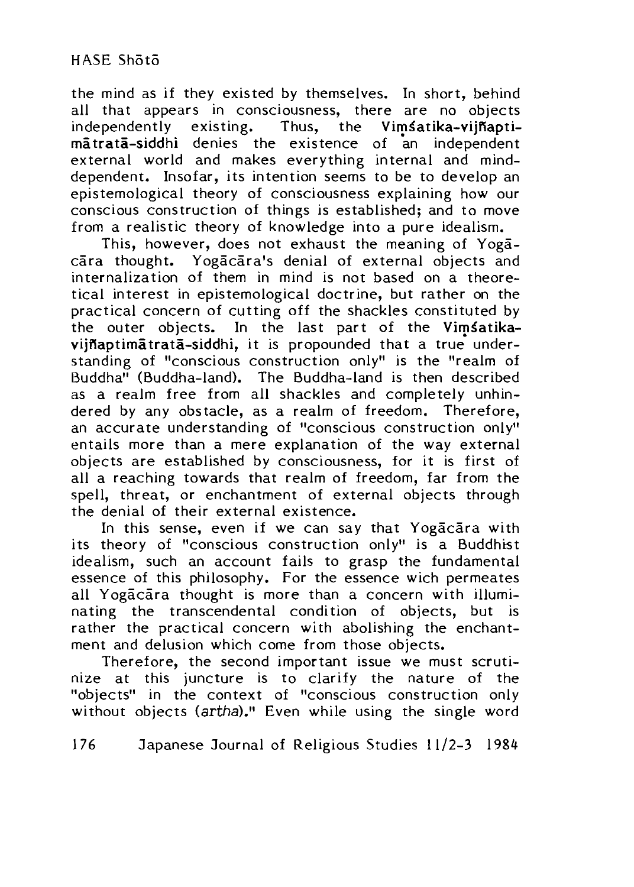the mind as if they existed by themselves. In short, behind all that appears in consciousness, there are no objects independently existing. Thus, the **Viṃśatika-vijñaptimātratā-siddhi** denies the existence of an independent external world and makes everything internal and mind-dependent. Insofar, its intention seems to be to develop an epistemological theory of consciousness explaining how our conscious construction of things is established; and to move from a realistic theory of knowledge into a pure idealism.

This, however, does not exhaust the meaning of Yogācāra thought. Yogācāra's denial of external objects and internalization of them in mind is not based on a theoretical interest in epistemological doctrine, but rather on the practical concern of cutting off the shackles constituted by the outer objects. In the last part of the **Viṃśatika-vijñaptimātratā-siddhi**, it is propounded that a true understanding of "conscious construction only" is the "realm of Buddha" (Buddha-land). The Buddha-land is then described as a realm free from all shackles and completely unhindered by any obstacle, as a realm of freedom. Therefore, an accurate understanding of "conscious construction only" entails more than a mere explanation of the way external objects are established by consciousness, for it is first of all a reaching towards that realm of freedom, far from the spell, threat, or enchantment of external objects through the denial of their external existence.

In this sense, even if we can say that Yogācāra with its theory of "conscious construction only" is a Buddhist idealism, such an account fails to grasp the fundamental essence of this philosophy. For the essence wich permeates all Yogācāra thought is more than a concern with illuminating the transcendental condition of objects, but is rather the practical concern with abolishing the enchantment and delusion which come from those objects.

Therefore, the second important issue we must scrutinize at this juncture is to clarify the nature of the "objects" in the context of "conscious construction only without objects (*artha*)." Even while using the single word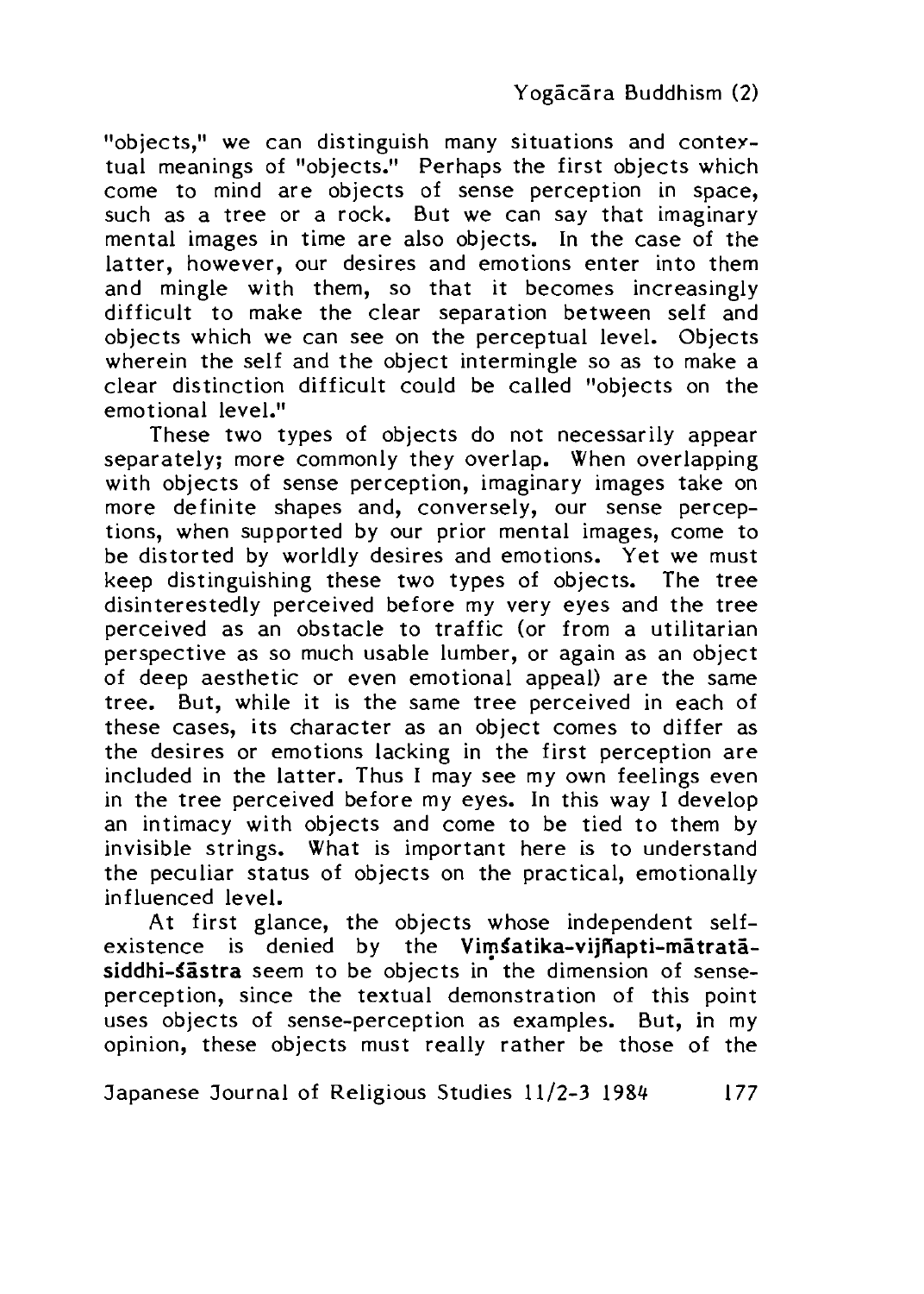"objects," we can distinguish many situations and contextual meanings of "objects." Perhaps the first objects which come to mind are objects of sense perception in space, such as a tree or a rock. But we can say that imaginary mental images in time are also objects. In the case of the latter, however, our desires and emotions enter into them and mingle with them, so that it becomes increasingly difficult to make the clear separation between self and objects which we can see on the perceptual level. Objects wherein the self and the object intermingle so as to make a clear distinction difficult could be called "objects on the emotional level."

These two types of objects do not necessarily appear separately; more commonly they overlap. When overlapping with objects of sense perception, imaginary images take on more definite shapes and, conversely, our sense perceptions, when supported by our prior mental images, come to be distorted by worldly desires and emotions. Yet we must keep distinguishing these two types of objects. The tree disinterestedly perceived before my very eyes and the tree perceived as an obstacle to traffic (or from a utilitarian perspective as so much usable lumber, or again as an object of deep aesthetic or even emotional appeal) are the same tree. But, while it is the same tree perceived in each of these cases, its character as an object comes to differ as the desires or emotions lacking in the first perception are included in the latter. Thus I may see my own feelings even in the tree perceived before my eyes. In this way I develop an intimacy with objects and come to be tied to them by invisible strings. What is important here is to understand the peculiar status of objects on the practical, emotionally influenced level.

At first glance, the objects whose independent self-existence is denied by the **Viṃśatika-vijñapti-mātratā-siddhi-śāstra** seem to be objects in the dimension of sense-perception, since the textual demonstration of this point uses objects of sense-perception as examples. But, in my opinion, these objects must really rather be those of the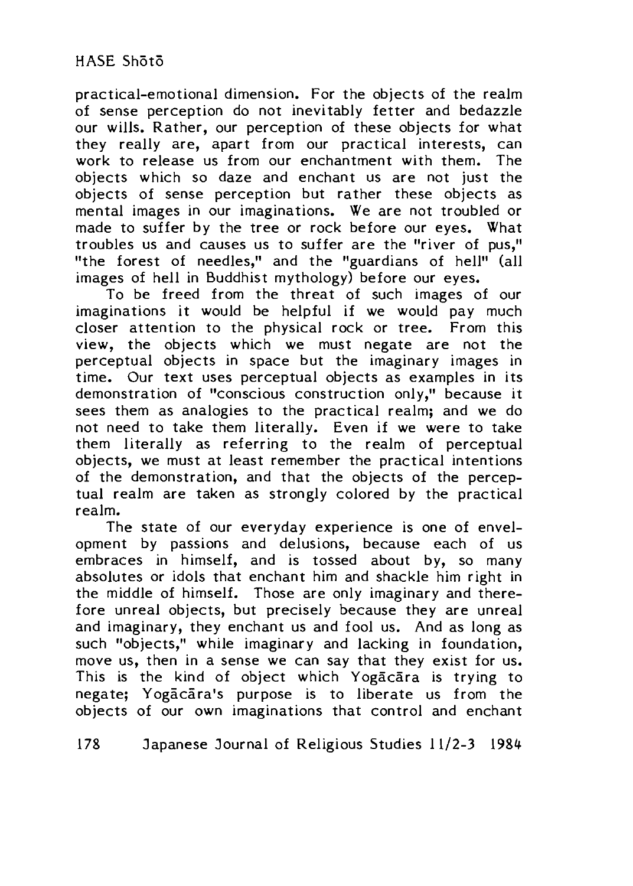practical-emotional dimension. For the objects of the realm of sense perception do not inevitably fetter and bedazzle our wills. Rather, our perception of these objects for what they really are, apart from our practical interests, can work to release us from our enchantment with them. The objects which so daze and enchant us are not just the objects of sense perception but rather these objects as mental images in our imaginations. We are not troubled or made to suffer by the tree or rock before our eyes. What troubles us and causes us to suffer are the "river of pus," "the forest of needles," and the "guardians of hell" (all images of hell in Buddhist mythology) before our eyes.

To be freed from the threat of such images of our imaginations it would be helpful if we would pay much closer attention to the physical rock or tree. From this view, the objects which we must negate are not the perceptual objects in space but the imaginary images in time. Our text uses perceptual objects as examples in its demonstration of "conscious construction only," because it sees them as analogies to the practical realm; and we do not need to take them literally. Even if we were to take them literally as referring to the realm of perceptual objects, we must at least remember the practical intentions of the demonstration, and that the objects of the perceptual realm are taken as strongly colored by the practical realm.

The state of our everyday experience is one of envelopment by passions and delusions, because each of us embraces in himself, and is tossed about by, so many absolutes or idols that enchant him and shackle him right in the middle of himself. Those are only imaginary and therefore unreal objects, but precisely because they are unreal and imaginary, they enchant us and fool us. And as long as such "objects," while imaginary and lacking in foundation, move us, then in a sense we can say that they exist for us. This is the kind of object which Yogācāra is trying to negate; Yogācāra's purpose is to liberate us from the objects of our own imaginations that control and enchant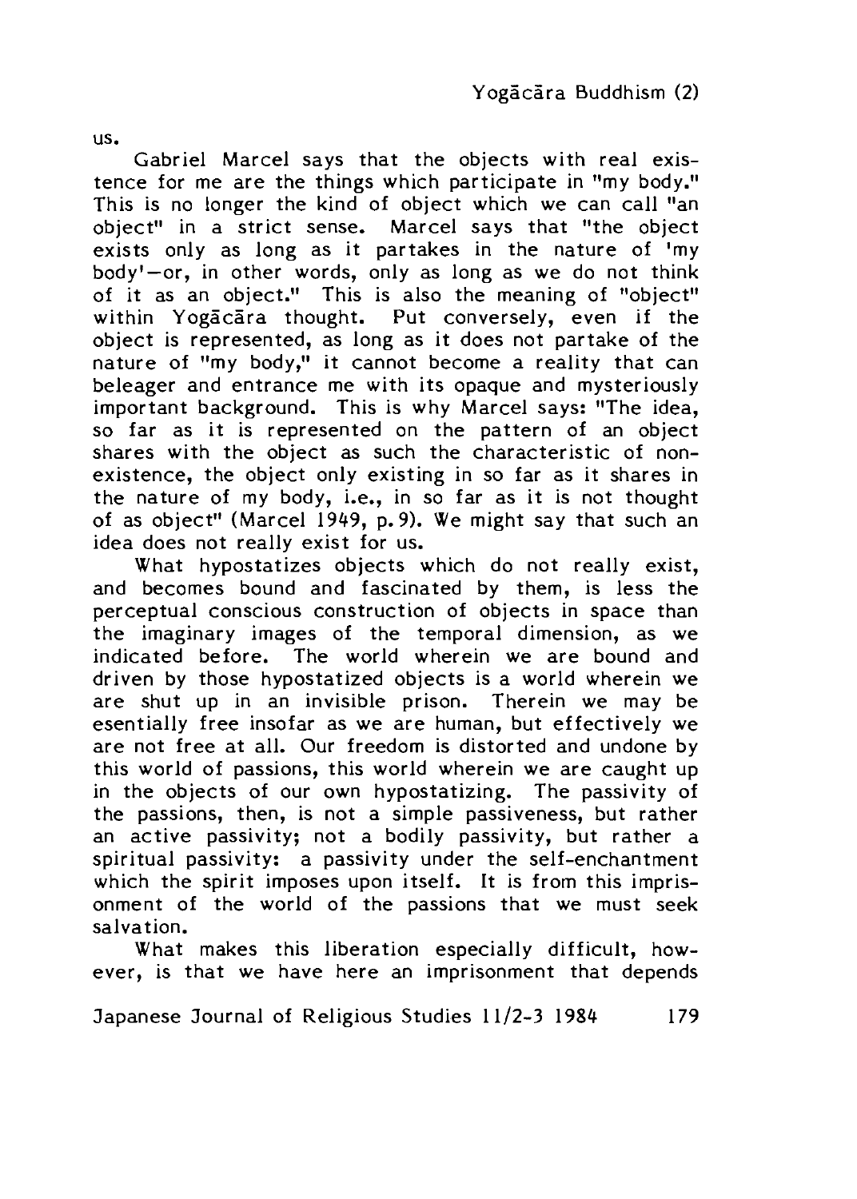us.

Gabriel Marcel says that the objects with real existence for me are the things which participate in "my body." This is no longer the kind of object which we can call "an object" in a strict sense. Marcel says that "the object exists only as long as it partakes in the nature of 'my body'—or, in other words, only as long as we do not think of it as an object." This is also the meaning of "object" within Yogācāra thought. Put conversely, even if the object is represented, as long as it does not partake of the nature of "my body," it cannot become a reality that can beleager and entrance me with its opaque and mysteriously important background. This is why Marcel says: "The idea, so far as it is represented on the pattern of an object shares with the object as such the characteristic of non-existence, the object only existing in so far as it shares in the nature of my body, i.e., in so far as it is not thought of as object" (Marcel 1949, p. 9). We might say that such an idea does not really exist for us.

What hypostatizes objects which do not really exist, and becomes bound and fascinated by them, is less the perceptual conscious construction of objects in space than the imaginary images of the temporal dimension, as we indicated before. The world wherein we are bound and driven by those hypostatized objects is a world wherein we are shut up in an invisible prison. Therein we may be esentially free insofar as we are human, but effectively we are not free at all. Our freedom is distorted and undone by this world of passions, this world wherein we are caught up in the objects of our own hypostatizing. The passivity of the passions, then, is not a simple passiveness, but rather an active passivity; not a bodily passivity, but rather a spiritual passivity: a passivity under the self-enchantment which the spirit imposes upon itself. It is from this imprisonment of the world of the passions that we must seek salvation.

What makes this liberation especially difficult, however, is that we have here an imprisonment that depends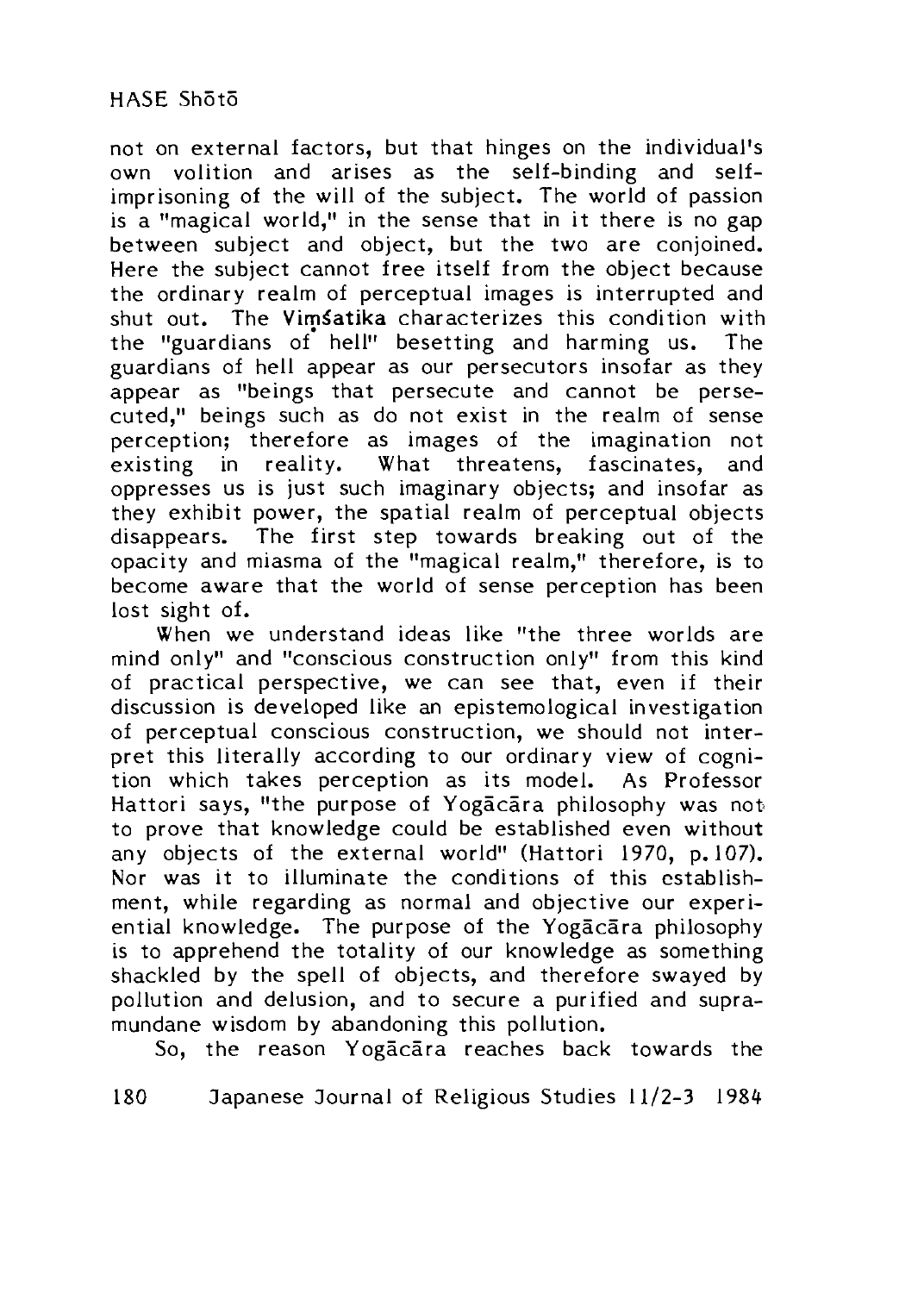not on external factors, but that hinges on the individual's own volition and arises as the self-binding and self-imprisoning of the will of the subject. The world of passion is a "magical world," in the sense that in it there is no gap between subject and object, but the two are conjoined. Here the subject cannot free itself from the object because the ordinary realm of perceptual images is interrupted and shut out. The **Viṃśatika** characterizes this condition with the "guardians of hell" besetting and harming us. The guardians of hell appear as our persecutors insofar as they appear as "beings that persecute and cannot be persecuted," beings such as do not exist in the realm of sense perception; therefore as images of the imagination not existing in reality. What threatens, fascinates, and oppresses us is just such imaginary objects; and insofar as they exhibit power, the spatial realm of perceptual objects disappears. The first step towards breaking out of the opacity and miasma of the "magical realm," therefore, is to become aware that the world of sense perception has been lost sight of.

When we understand ideas like "the three worlds are mind only" and "conscious construction only" from this kind of practical perspective, we can see that, even if their discussion is developed like an epistemological investigation of perceptual conscious construction, we should not interpret this literally according to our ordinary view of cognition which takes perception as its model. As Professor Hattori says, "the purpose of Yogācāra philosophy was not to prove that knowledge could be established even without any objects of the external world" (Hattori 1970, p. 107). Nor was it to illuminate the conditions of this establishment, while regarding as normal and objective our experiential knowledge. The purpose of the Yogācāra philosophy is to apprehend the totality of our knowledge as something shackled by the spell of objects, and therefore swayed by pollution and delusion, and to secure a purified and supramundane wisdom by abandoning this pollution.

So, the reason Yogācāra reaches back towards the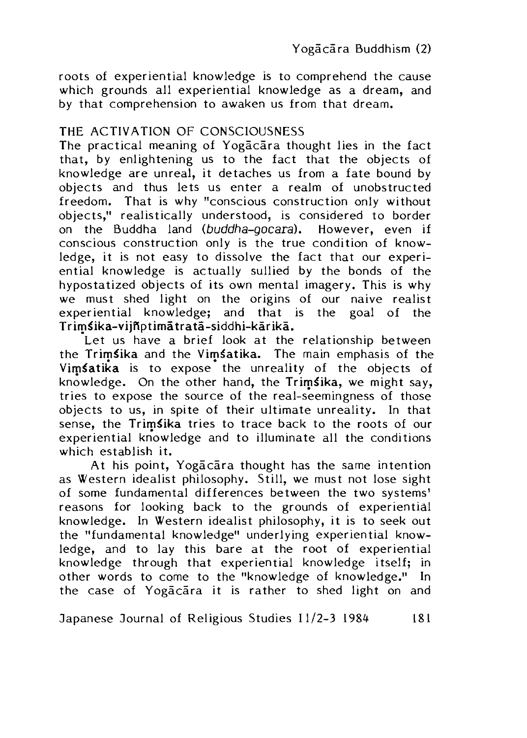roots of experiential knowledge is to comprehend the cause which grounds all experiential knowledge as a dream, and by that comprehension to awaken us from that dream.

## THE ACTIVATION OF CONSCIOUSNESS

The practical meaning of Yogācāra thought lies in the fact that, by enlightening us to the fact that the objects of knowledge are unreal, it detaches us from a fate bound by objects and thus lets us enter a realm of unobstructed freedom. That is why "conscious construction only without objects," realistically understood, is considered to border on the Buddha land (*buddha-gocara*). However, even if conscious construction only is the true condition of knowledge, it is not easy to dissolve the fact that our experiential knowledge is actually sullied by the bonds of the hypostatized objects of its own mental imagery. This is why we must shed light on the origins of our naive realist experiential knowledge; and that is the goal of the **Triṃśika-vijñptimātratā-siddhi-kārikā.**

Let us have a brief look at the relationship between the **Triṃśika** and the **Viṃśatika.** The main emphasis of the **Viṃśatika** is to expose the unreality of the objects of knowledge. On the other hand, the **Triṃśika**, we might say, tries to expose the source of the real-seemingness of those objects to us, in spite of their ultimate unreality. In that sense, the **Triṃśika** tries to trace back to the roots of our experiential knowledge and to illuminate all the conditions which establish it.

At his point, Yogācāra thought has the same intention as Western idealist philosophy. Still, we must not lose sight of some fundamental differences between the two systems' reasons for looking back to the grounds of experiential knowledge. In Western idealist philosophy, it is to seek out the "fundamental knowledge" underlying experiential knowledge, and to lay this bare at the root of experiential knowledge through that experiential knowledge itself; in other words to come to the "knowledge of knowledge." In the case of Yogācāra it is rather to shed light on and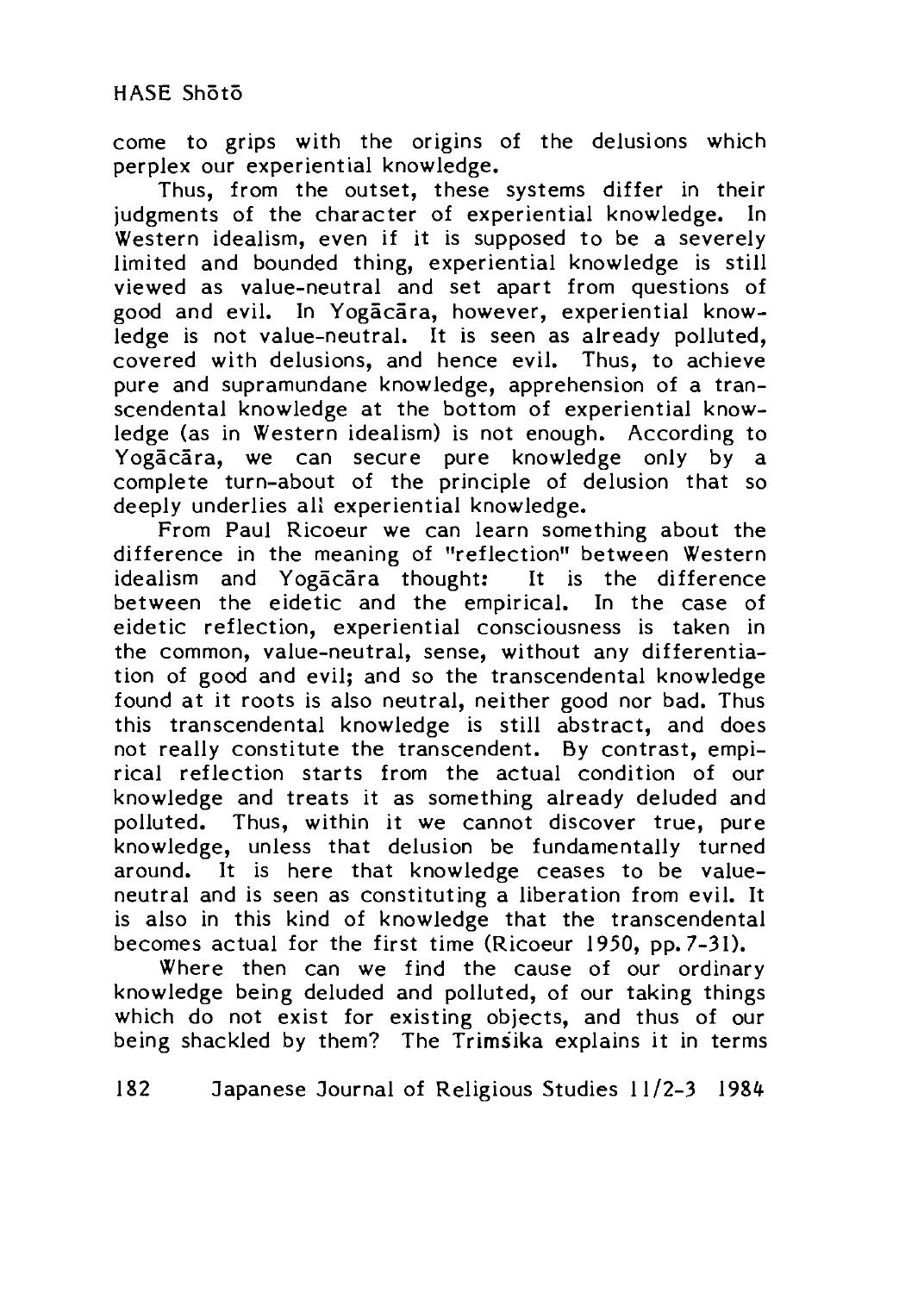come to grips with the origins of the delusions which perplex our experiential knowledge.

Thus, from the outset, these systems differ in their judgments of the character of experiential knowledge. In Western idealism, even if it is supposed to be a severely limited and bounded thing, experiential knowledge is still viewed as value-neutral and set apart from questions of good and evil. In Yogācāra, however, experiential knowledge is not value-neutral. It is seen as already polluted, covered with delusions, and hence evil. Thus, to achieve pure and supramundane knowledge, apprehension of a transcendental knowledge at the bottom of experiential knowledge (as in Western idealism) is not enough. According to Yogācāra, we can secure pure knowledge only by a complete turn-about of the principle of delusion that so deeply underlies all experiential knowledge.

From Paul Ricoeur we can learn something about the difference in the meaning of "reflection" between Western idealism and Yogācāra thought: It is the difference between the eidetic and the empirical. In the case of eidetic reflection, experiential consciousness is taken in the common, value-neutral, sense, without any differentiation of good and evil; and so the transcendental knowledge found at it roots is also neutral, neither good nor bad. Thus this transcendental knowledge is still abstract, and does not really constitute the transcendent. By contrast, empirical reflection starts from the actual condition of our knowledge and treats it as something already deluded and polluted. Thus, within it we cannot discover true, pure knowledge, unless that delusion be fundamentally turned around. It is here that knowledge ceases to be value-neutral and is seen as constituting a liberation from evil. It is also in this kind of knowledge that the transcendental becomes actual for the first time (Ricoeur 1950, pp. 7-31).

Where then can we find the cause of our ordinary knowledge being deluded and polluted, of our taking things which do not exist for existing objects, and thus of our being shackled by them? The Trimśika explains it in terms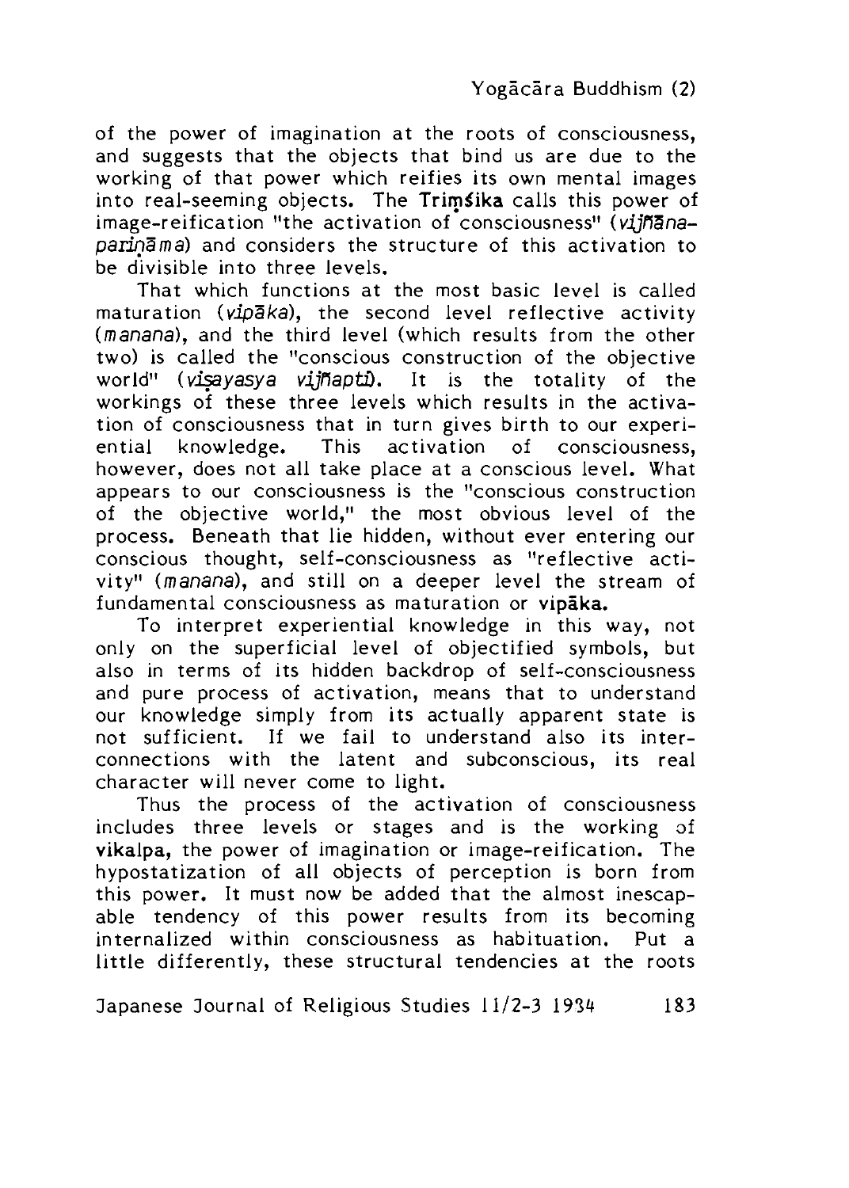of the power of imagination at the roots of consciousness, and suggests that the objects that bind us are due to the working of that power which reifies its own mental images into real-seeming objects. The **Triṃśika** calls this power of image-reification "the activation of consciousness" (*vijñāna-pariṇāma*) and considers the structure of this activation to be divisible into three levels.

That which functions at the most basic level is called maturation (*vipāka*), the second level reflective activity (*manana*), and the third level (which results from the other two) is called the "conscious construction of the objective world" (*viṣayasya vijñapti*). It is the totality of the workings of these three levels which results in the activation of consciousness that in turn gives birth to our experiential knowledge. This activation of consciousness, however, does not all take place at a conscious level. What appears to our consciousness is the "conscious construction of the objective world," the most obvious level of the process. Beneath that lie hidden, without ever entering our conscious thought, self-consciousness as "reflective activity" (*manana*), and still on a deeper level the stream of fundamental consciousness as maturation or **vipāka.**

To interpret experiential knowledge in this way, not only on the superficial level of objectified symbols, but also in terms of its hidden backdrop of self-consciousness and pure process of activation, means that to understand our knowledge simply from its actually apparent state is not sufficient. If we fail to understand also its interconnections with the latent and subconscious, its real character will never come to light.

Thus the process of the activation of consciousness includes three levels or stages and is the working of **vikalpa,** the power of imagination or image-reification. The hypostatization of all objects of perception is born from this power. It must now be added that the almost inescapable tendency of this power results from its becoming internalized within consciousness as habituation. Put a little differently, these structural tendencies at the roots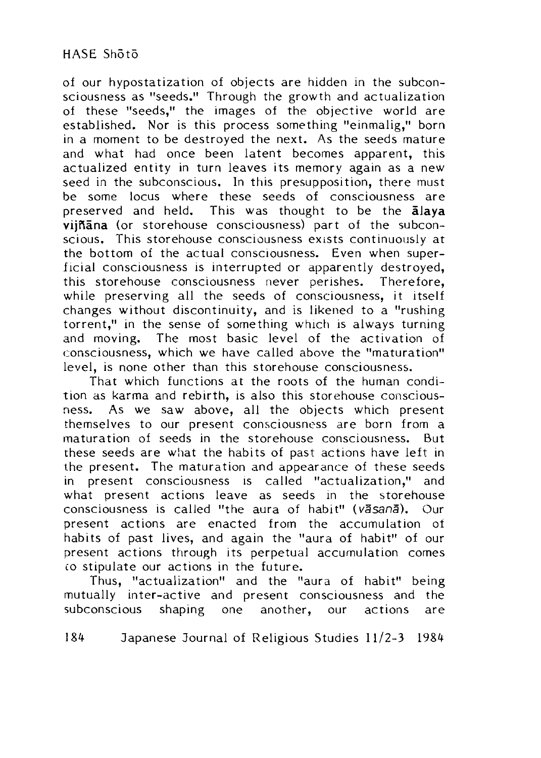of our hypostatization of objects are hidden in the subconsciousness as "seeds." Through the growth and actualization of these "seeds," the images of the objective world are established. Nor is this process something "einmalig," born in a moment to be destroyed the next. As the seeds mature and what had once been latent becomes apparent, this actualized entity in turn leaves its memory again as a new seed in the subconscious. In this presupposition, there must be some locus where these seeds of consciousness are preserved and held. This was thought to be the **ālaya vijñāna** (or storehouse consciousness) part of the subconscious. This storehouse consciousness exists continuously at the bottom of the actual consciousness. Even when superficial consciousness is interrupted or apparently destroyed, this storehouse consciousness never perishes. Therefore, while preserving all the seeds of consciousness, it itself changes without discontinuity, and is likened to a "rushing torrent," in the sense of something which is always turning and moving. The most basic level of the activation of consciousness, which we have called above the "maturation" level, is none other than this storehouse consciousness.

That which functions at the roots of the human condition as karma and rebirth, is also this storehouse consciousness. As we saw above, all the objects which present themselves to our present consciousness are born from a maturation of seeds in the storehouse consciousness. But these seeds are what the habits of past actions have left in the present. The maturation and appearance of these seeds in present consciousness is called "actualization," and what present actions leave as seeds in the storehouse consciousness is called "the aura of habit" (*vāsanā*). Our present actions are enacted from the accumulation of habits of past lives, and again the "aura of habit" of our present actions through its perpetual accumulation comes to stipulate our actions in the future.

Thus, "actualization" and the "aura of habit" being mutually inter-active and present consciousness and the subconscious shaping one another, our actions are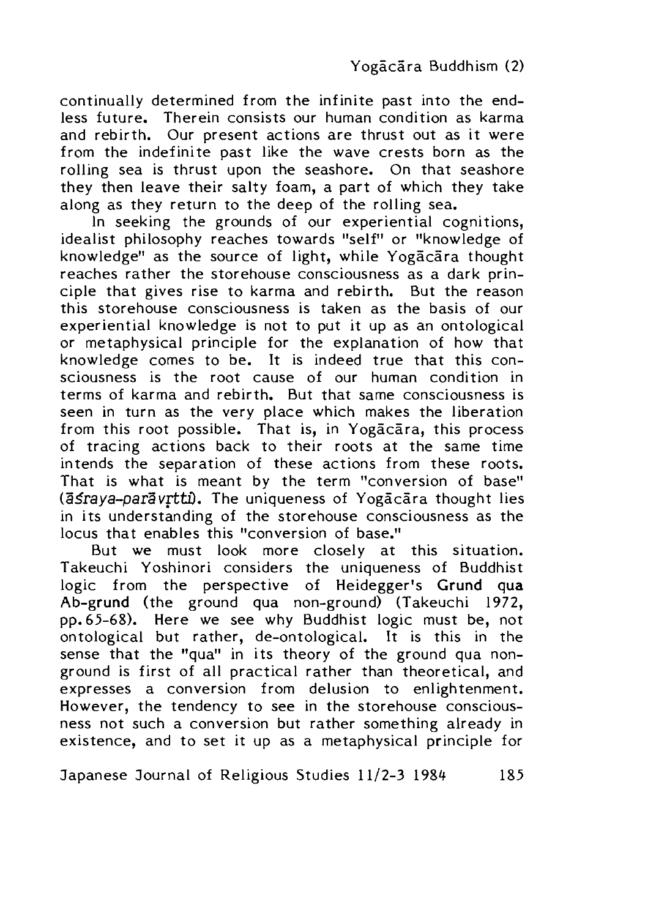continually determined from the infinite past into the endless future. Therein consists our human condition as karma and rebirth. Our present actions are thrust out as it were from the indefinite past like the wave crests born as the rolling sea is thrust upon the seashore. On that seashore they then leave their salty foam, a part of which they take along as they return to the deep of the rolling sea.

In seeking the grounds of our experiential cognitions, idealist philosophy reaches towards "self" or "knowledge of knowledge" as the source of light, while Yogācāra thought reaches rather the storehouse consciousness as a dark principle that gives rise to karma and rebirth. But the reason this storehouse consciousness is taken as the basis of our experiential knowledge is not to put it up as an ontological or metaphysical principle for the explanation of how that knowledge comes to be. It is indeed true that this consciousness is the root cause of our human condition in terms of karma and rebirth. But that same consciousness is seen in turn as the very place which makes the liberation from this root possible. That is, in Yogācāra, this process of tracing actions back to their roots at the same time intends the separation of these actions from these roots. That is what is meant by the term "conversion of base" (*āśraya-parāvṛtti*). The uniqueness of Yogācāra thought lies in its understanding of the storehouse consciousness as the locus that enables this "conversion of base."

But we must look more closely at this situation. Takeuchi Yoshinori considers the uniqueness of Buddhist logic from the perspective of Heidegger's **Grund qua Ab-grund** (the ground qua non-ground) (Takeuchi 1972, pp.65-68). Here we see why Buddhist logic must be, not ontological but rather, de-ontological. It is this in the sense that the "qua" in its theory of the ground qua non-ground is first of all practical rather than theoretical, and expresses a conversion from delusion to enlightenment. However, the tendency to see in the storehouse consciousness not such a conversion but rather something already in existence, and to set it up as a metaphysical principle for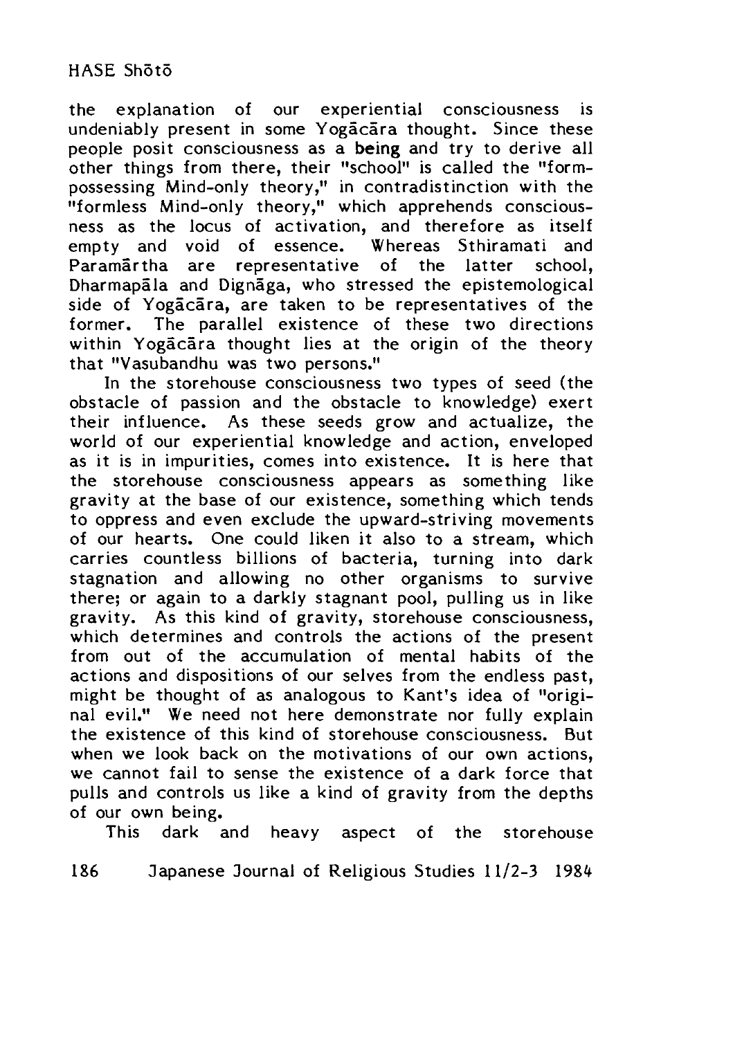the explanation of our experiential consciousness is undeniably present in some Yogācāra thought. Since these people posit consciousness as a **being** and try to derive all other things from there, their "school" is called the "form-possessing Mind-only theory," in contradistinction with the "formless Mind-only theory," which apprehends consciousness as the locus of activation, and therefore as itself empty and void of essence. Whereas Sthiramati and Paramārtha are representative of the latter school, Dharmapāla and Dignāga, who stressed the epistemological side of Yogācāra, are taken to be representatives of the former. The parallel existence of these two directions within Yogācāra thought lies at the origin of the theory that "Vasubandhu was two persons."

In the storehouse consciousness two types of seed (the obstacle of passion and the obstacle to knowledge) exert their influence. As these seeds grow and actualize, the world of our experiential knowledge and action, enveloped as it is in impurities, comes into existence. It is here that the storehouse consciousness appears as something like gravity at the base of our existence, something which tends to oppress and even exclude the upward-striving movements of our hearts. One could liken it also to a stream, which carries countless billions of bacteria, turning into dark stagnation and allowing no other organisms to survive there; or again to a darkly stagnant pool, pulling us in like gravity. As this kind of gravity, storehouse consciousness, which determines and controls the actions of the present from out of the accumulation of mental habits of the actions and dispositions of our selves from the endless past, might be thought of as analogous to Kant's idea of "original evil." We need not here demonstrate nor fully explain the existence of this kind of storehouse consciousness. But when we look back on the motivations of our own actions, we cannot fail to sense the existence of a dark force that pulls and controls us like a kind of gravity from the depths of our own being.

This dark and heavy aspect of the storehouse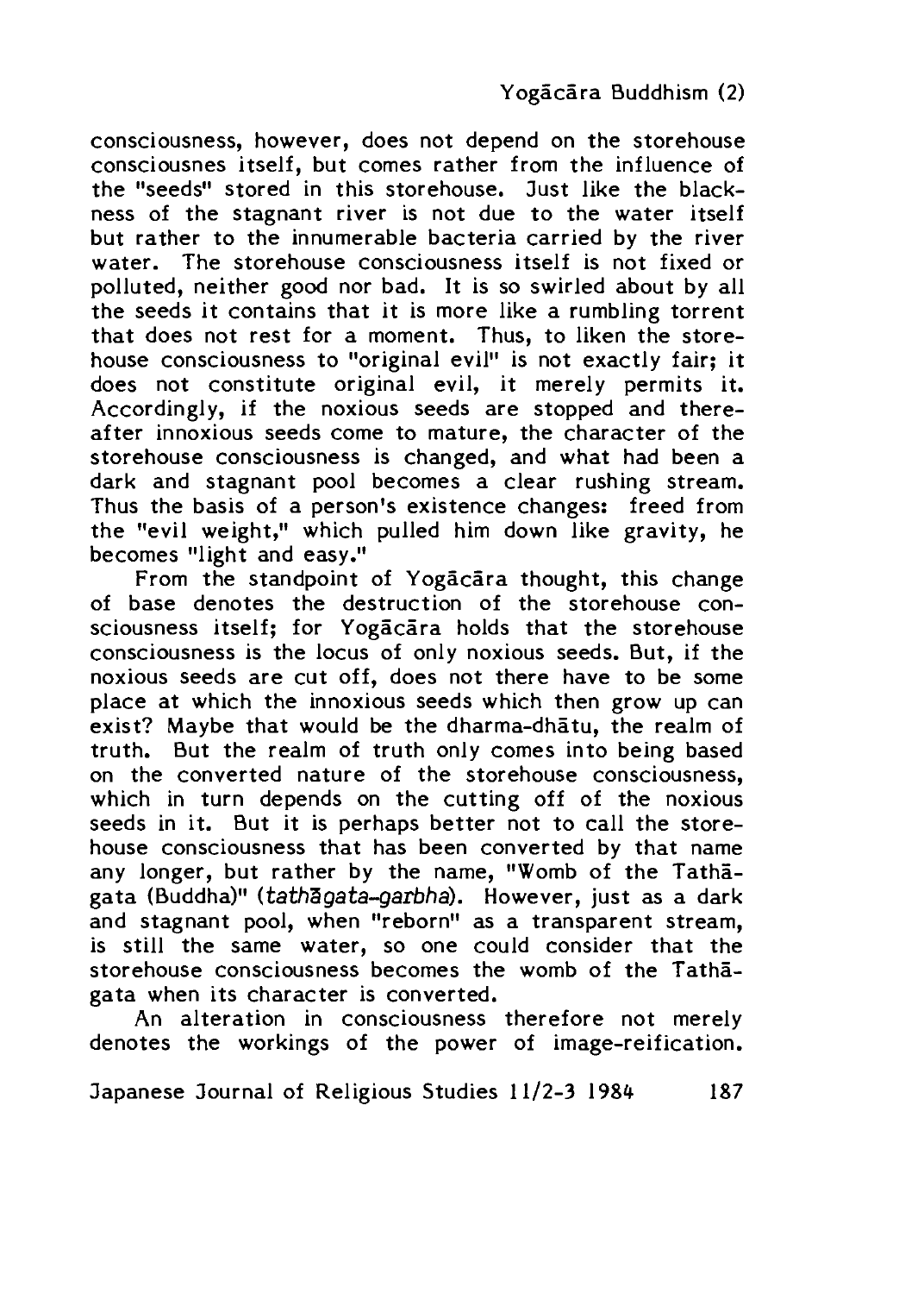consciousness, however, does not depend on the storehouse consciousnes itself, but comes rather from the influence of the "seeds" stored in this storehouse. Just like the blackness of the stagnant river is not due to the water itself but rather to the innumerable bacteria carried by the river water. The storehouse consciousness itself is not fixed or polluted, neither good nor bad. It is so swirled about by all the seeds it contains that it is more like a rumbling torrent that does not rest for a moment. Thus, to liken the storehouse consciousness to "original evil" is not exactly fair; it does not constitute original evil, it merely permits it. Accordingly, if the noxious seeds are stopped and thereafter innoxious seeds come to mature, the character of the storehouse consciousness is changed, and what had been a dark and stagnant pool becomes a clear rushing stream. Thus the basis of a person's existence changes: freed from the "evil weight," which pulled him down like gravity, he becomes "light and easy."

From the standpoint of Yogācāra thought, this change of base denotes the destruction of the storehouse consciousness itself; for Yogācāra holds that the storehouse consciousness is the locus of only noxious seeds. But, if the noxious seeds are cut off, does not there have to be some place at which the innoxious seeds which then grow up can exist? Maybe that would be the dharma-dhātu, the realm of truth. But the realm of truth only comes into being based on the converted nature of the storehouse consciousness, which in turn depends on the cutting off of the noxious seeds in it. But it is perhaps better not to call the storehouse consciousness that has been converted by that name any longer, but rather by the name, "Womb of the Tathāgata (Buddha)" (*tathāgata-garbha*). However, just as a dark and stagnant pool, when "reborn" as a transparent stream, is still the same water, so one could consider that the storehouse consciousness becomes the womb of the Tathāgata when its character is converted.

An alteration in consciousness therefore not merely denotes the workings of the power of image-reification.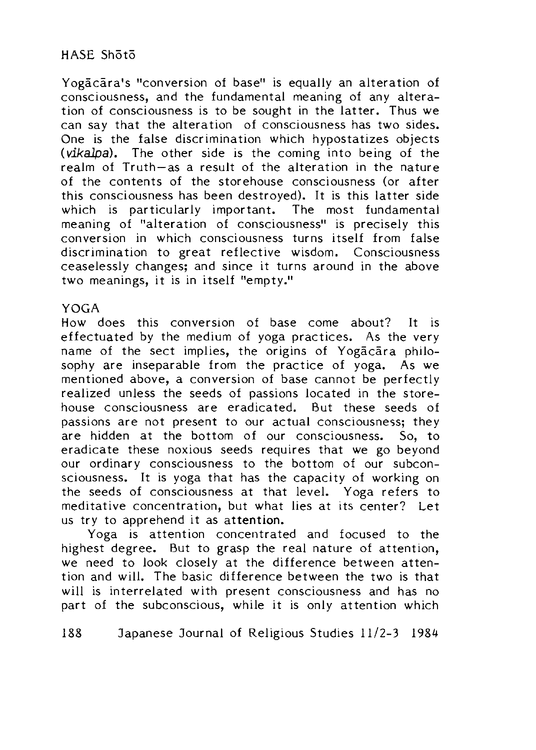Yogācāra's "conversion of base" is equally an alteration of consciousness, and the fundamental meaning of any alteration of consciousness is to be sought in the latter. Thus we can say that the alteration of consciousness has two sides. One is the false discrimination which hypostatizes objects (*vikalpa*). The other side is the coming into being of the realm of Truth—as a result of the alteration in the nature of the contents of the storehouse consciousness (or after this consciousness has been destroyed). It is this latter side which is particularly important. The most fundamental meaning of "alteration of consciousness" is precisely this conversion in which consciousness turns itself from false discrimination to great reflective wisdom. Consciousness ceaselessly changes; and since it turns around in the above two meanings, it is in itself "empty."

## YOGA

How does this conversion of base come about? It is effectuated by the medium of yoga practices. As the very name of the sect implies, the origins of Yogācāra philosophy are inseparable from the practice of yoga. As we mentioned above, a conversion of base cannot be perfectly realized unless the seeds of passions located in the storehouse consciousness are eradicated. But these seeds of passions are not present to our actual consciousness; they are hidden at the bottom of our consciousness. So, to eradicate these noxious seeds requires that we go beyond our ordinary consciousness to the bottom of our subconsciousness. It is yoga that has the capacity of working on the seeds of consciousness at that level. Yoga refers to meditative concentration, but what lies at its center? Let us try to apprehend it as **attention**.

Yoga is attention concentrated and focused to the highest degree. But to grasp the real nature of attention, we need to look closely at the difference between attention and will. The basic difference between the two is that will is interrelated with present consciousness and has no part of the subconscious, while it is only attention which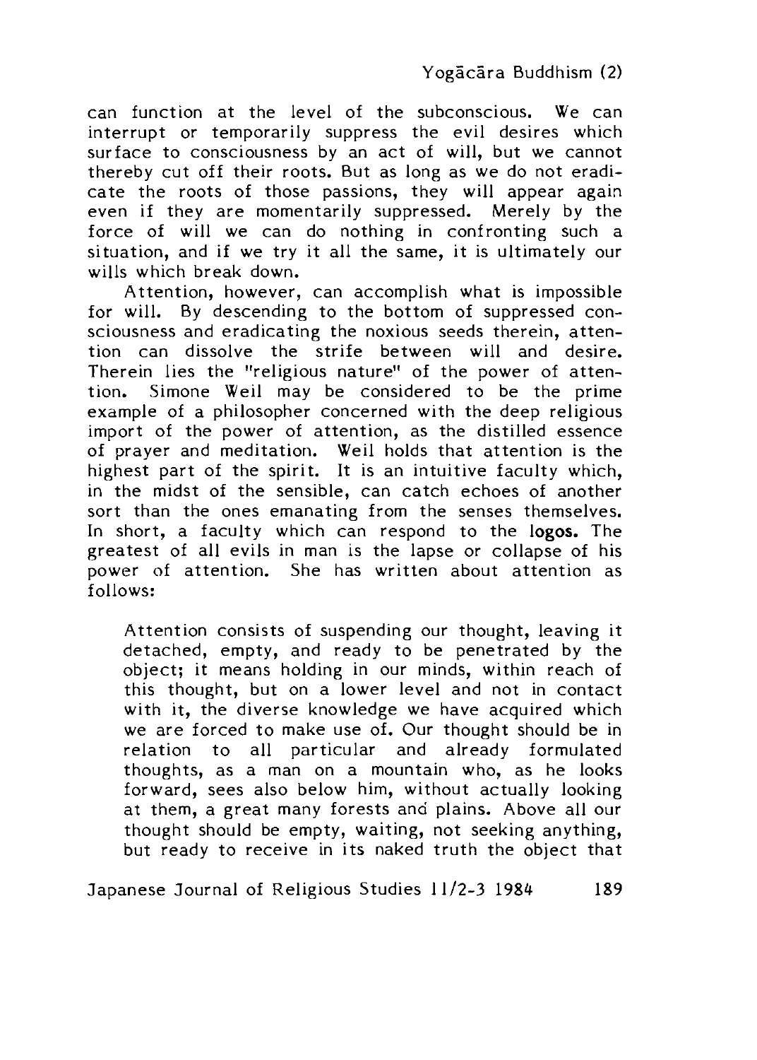can function at the level of the subconscious. We can interrupt or temporarily suppress the evil desires which surface to consciousness by an act of will, but we cannot thereby cut off their roots. But as long as we do not eradicate the roots of those passions, they will appear again even if they are momentarily suppressed. Merely by the force of will we can do nothing in confronting such a situation, and if we try it all the same, it is ultimately our wills which break down.

Attention, however, can accomplish what is impossible for will. By descending to the bottom of suppressed consciousness and eradicating the noxious seeds therein, attention can dissolve the strife between will and desire. Therein lies the "religious nature" of the power of attention. Simone Weil may be considered to be the prime example of a philosopher concerned with the deep religious import of the power of attention, as the distilled essence of prayer and meditation. Weil holds that attention is the highest part of the spirit. It is an intuitive faculty which, in the midst of the sensible, can catch echoes of another sort than the ones emanating from the senses themselves. In short, a faculty which can respond to the **logos.** The greatest of all evils in man is the lapse or collapse of his power of attention. She has written about attention as follows:

> Attention consists of suspending our thought, leaving it detached, empty, and ready to be penetrated by the object; it means holding in our minds, within reach of this thought, but on a lower level and not in contact with it, the diverse knowledge we have acquired which we are forced to make use of. Our thought should be in relation to all particular and already formulated thoughts, as a man on a mountain who, as he looks forward, sees also below him, without actually looking at them, a great many forests and plains. Above all our thought should be empty, waiting, not seeking anything, but ready to receive in its naked truth the object that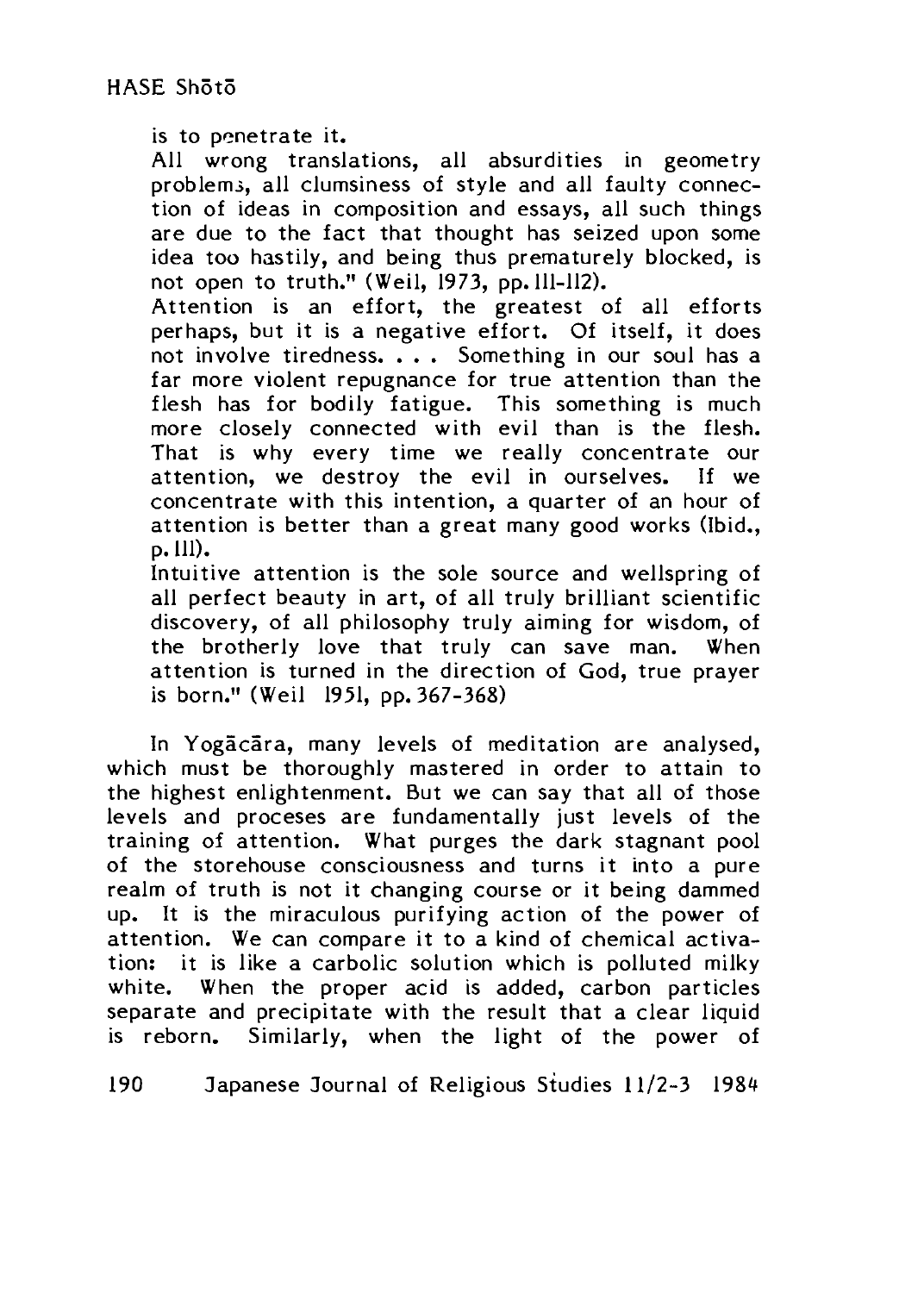is to penetrate it.

All wrong translations, all absurdities in geometry problems, all clumsiness of style and all faulty connection of ideas in composition and essays, all such things are due to the fact that thought has seized upon some idea too hastily, and being thus prematurely blocked, is not open to truth." (Weil, 1973, pp. 111-112).

Attention is an effort, the greatest of all efforts perhaps, but it is a negative effort. Of itself, it does not involve tiredness. . . . Something in our soul has a far more violent repugnance for true attention than the flesh has for bodily fatigue. This something is much more closely connected with evil than is the flesh. That is why every time we really concentrate our attention, we destroy the evil in ourselves. If we concentrate with this intention, a quarter of an hour of attention is better than a great many good works (Ibid., p. 111).

Intuitive attention is the sole source and wellspring of all perfect beauty in art, of all truly brilliant scientific discovery, of all philosophy truly aiming for wisdom, of the brotherly love that truly can save man. When attention is turned in the direction of God, true prayer is born." (Weil 1951, pp. 367-368)

In Yogācāra, many levels of meditation are analysed, which must be thoroughly mastered in order to attain to the highest enlightenment. But we can say that all of those levels and proceses are fundamentally just levels of the training of attention. What purges the dark stagnant pool of the storehouse consciousness and turns it into a pure realm of truth is not it changing course or it being dammed up. It is the miraculous purifying action of the power of attention. We can compare it to a kind of chemical activation: it is like a carbolic solution which is polluted milky white. When the proper acid is added, carbon particles separate and precipitate with the result that a clear liquid is reborn. Similarly, when the light of the power of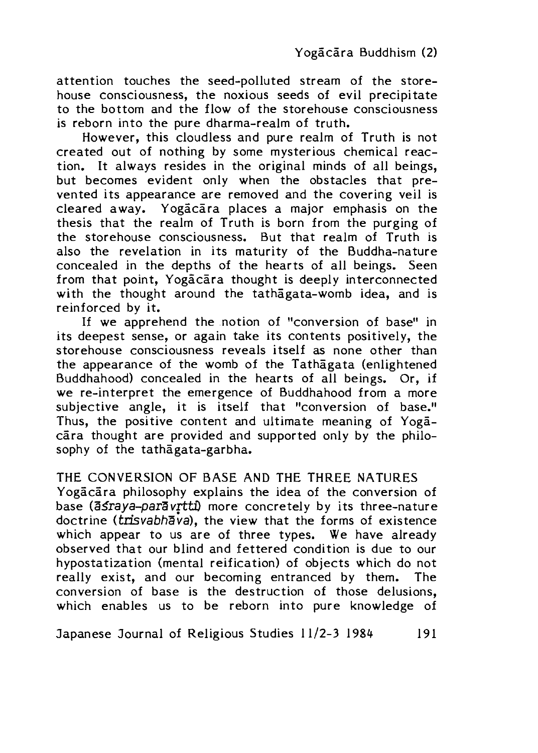attention touches the seed-polluted stream of the storehouse consciousness, the noxious seeds of evil precipitate to the bottom and the flow of the storehouse consciousness is reborn into the pure dharma-realm of truth.

However, this cloudless and pure realm of Truth is not created out of nothing by some mysterious chemical reaction. It always resides in the original minds of all beings, but becomes evident only when the obstacles that prevented its appearance are removed and the covering veil is cleared away. Yogācāra places a major emphasis on the thesis that the realm of Truth is born from the purging of the storehouse consciousness. But that realm of Truth is also the revelation in its maturity of the Buddha-nature concealed in the depths of the hearts of all beings. Seen from that point, Yogācāra thought is deeply interconnected with the thought around the tathāgata-womb idea, and is reinforced by it.

If we apprehend the notion of "conversion of base" in its deepest sense, or again take its contents positively, the storehouse consciousness reveals itself as none other than the appearance of the womb of the Tathāgata (enlightened Buddhahood) concealed in the hearts of all beings. Or, if we re-interpret the emergence of Buddhahood from a more subjective angle, it is itself that "conversion of base." Thus, the positive content and ultimate meaning of Yogācāra thought are provided and supported only by the philosophy of the tathāgata-garbha.

## THE CONVERSION OF BASE AND THE THREE NATURES

Yogācāra philosophy explains the idea of the conversion of base (*āśraya-parāvṛtti*) more concretely by its three-nature doctrine (*trisvabhāva*), the view that the forms of existence which appear to us are of three types. We have already observed that our blind and fettered condition is due to our hypostatization (mental reification) of objects which do not really exist, and our becoming entranced by them. The conversion of base is the destruction of those delusions, which enables us to be reborn into pure knowledge of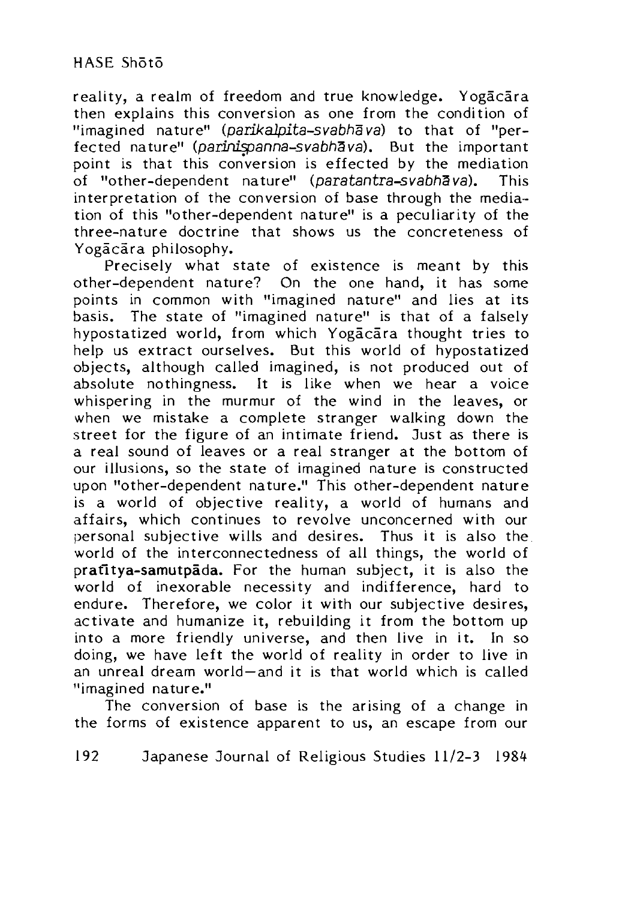reality, a realm of freedom and true knowledge. Yogācāra then explains this conversion as one from the condition of "imagined nature" (*parikalpita-svabhāva*) to that of "perfected nature" (*parinișpanna-svabhāva*). But the important point is that this conversion is effected by the mediation of "other-dependent nature" (*paratantra-svabhāva*). This interpretation of the conversion of base through the mediation of this "other-dependent nature" is a peculiarity of the three-nature doctrine that shows us the concreteness of Yogācāra philosophy.

Precisely what state of existence is meant by this other-dependent nature? On the one hand, it has some points in common with "imagined nature" and lies at its basis. The state of "imagined nature" is that of a falsely hypostatized world, from which Yogācāra thought tries to help us extract ourselves. But this world of hypostatized objects, although called imagined, is not produced out of absolute nothingness. It is like when we hear a voice whispering in the murmur of the wind in the leaves, or when we mistake a complete stranger walking down the street for the figure of an intimate friend. Just as there is a real sound of leaves or a real stranger at the bottom of our illusions, so the state of imagined nature is constructed upon "other-dependent nature." This other-dependent nature is a world of objective reality, a world of humans and affairs, which continues to revolve unconcerned with our personal subjective wills and desires. Thus it is also the world of the interconnectedness of all things, the world of **pratītya-samutpāda**. For the human subject, it is also the world of inexorable necessity and indifference, hard to endure. Therefore, we color it with our subjective desires, activate and humanize it, rebuilding it from the bottom up into a more friendly universe, and then live in it. In so doing, we have left the world of reality in order to live in an unreal dream world—and it is that world which is called "imagined nature."

The conversion of base is the arising of a change in the forms of existence apparent to us, an escape from our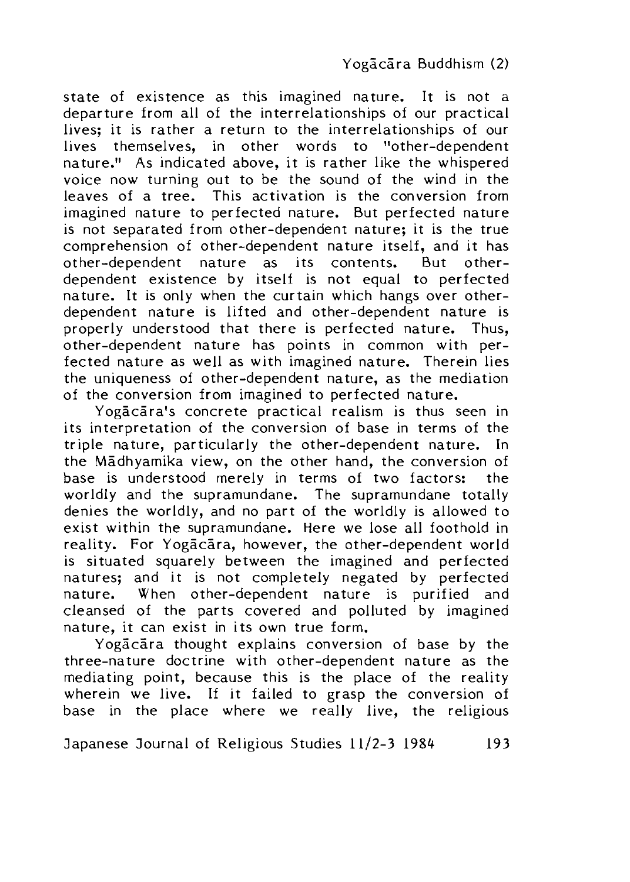state of existence as this imagined nature. It is not a departure from all of the interrelationships of our practical lives; it is rather a return to the interrelationships of our lives themselves, in other words to "other-dependent nature." As indicated above, it is rather like the whispered voice now turning out to be the sound of the wind in the leaves of a tree. This activation is the conversion from imagined nature to perfected nature. But perfected nature is not separated from other-dependent nature; it is the true comprehension of other-dependent nature itself, and it has other-dependent nature as its contents. But other-dependent existence by itself is not equal to perfected nature. It is only when the curtain which hangs over other-dependent nature is lifted and other-dependent nature is properly understood that there is perfected nature. Thus, other-dependent nature has points in common with perfected nature as well as with imagined nature. Therein lies the uniqueness of other-dependent nature, as the mediation of the conversion from imagined to perfected nature.

Yogācāra's concrete practical realism is thus seen in its interpretation of the conversion of base in terms of the triple nature, particularly the other-dependent nature. In the Mādhyamika view, on the other hand, the conversion of base is understood merely in terms of two factors: the worldly and the supramundane. The supramundane totally denies the worldly, and no part of the worldly is allowed to exist within the supramundane. Here we lose all foothold in reality. For Yogācāra, however, the other-dependent world is situated squarely between the imagined and perfected natures; and it is not completely negated by perfected nature. When other-dependent nature is purified and cleansed of the parts covered and polluted by imagined nature, it can exist in its own true form.

Yogācāra thought explains conversion of base by the three-nature doctrine with other-dependent nature as the mediating point, because this is the place of the reality wherein we live. If it failed to grasp the conversion of base in the place where we really live, the religious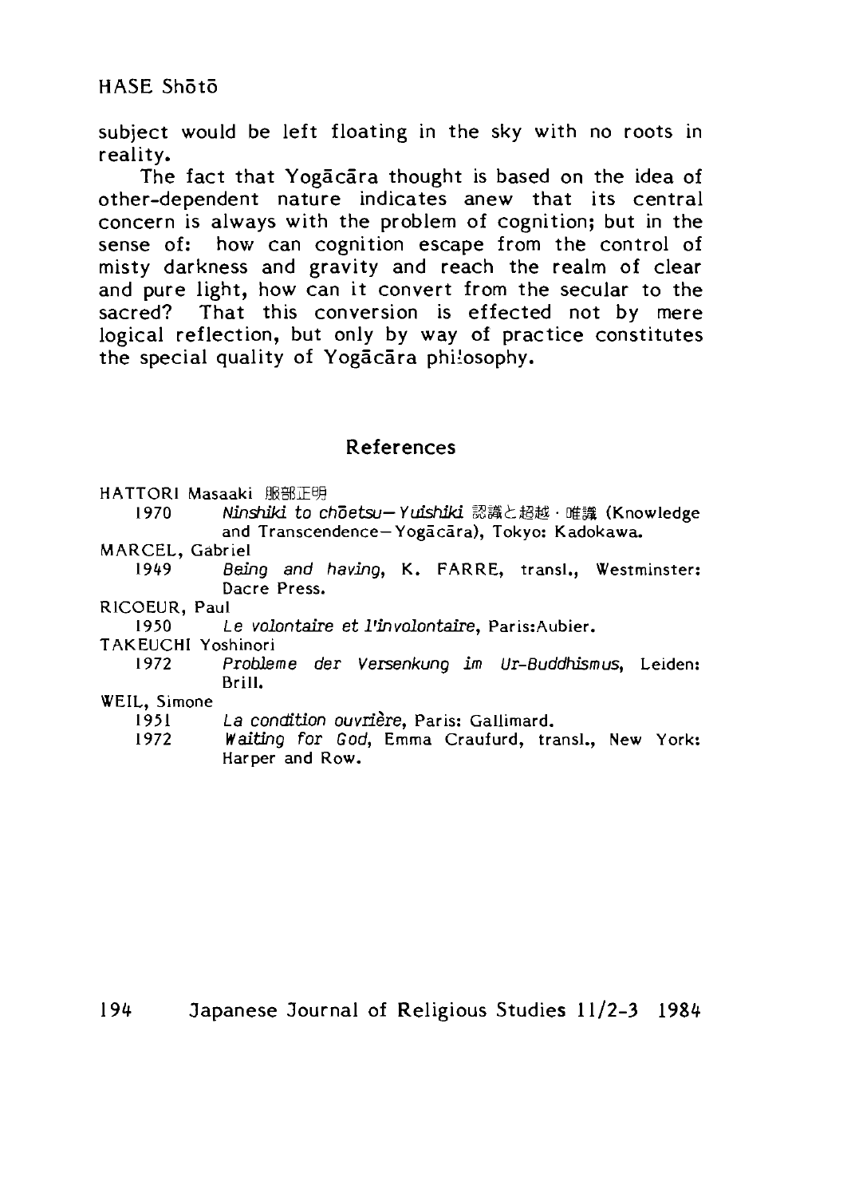subject would be left floating in the sky with no roots in reality.

The fact that Yogācāra thought is based on the idea of other-dependent nature indicates anew that its central concern is always with the problem of cognition; but in the sense of: how can cognition escape from the control of misty darkness and gravity and reach the realm of clear and pure light, how can it convert from the secular to the sacred? That this conversion is effected not by mere logical reflection, but only by way of practice constitutes the special quality of Yogācāra philosophy.

## References

HATTORI Masaaki 服部正明
- 1970 *Ninshiki to chōetsu—Yuishiki* 認識と超越・唯識 (Knowledge and Transcendence—Yogācāra), Tokyo: Kadokawa.

MARCEL, Gabriel
- 1949 *Being and having*, K. FARRE, transl., Westminster: Dacre Press.

RICOEUR, Paul
- 1950 *Le volontaire et l'involontaire*, Paris: Aubier.

TAKEUCHI Yoshinori
- 1972 *Probleme der Versenkung im Ur-Buddhismus*, Leiden: Brill.

WEIL, Simone
- 1951 *La condition ouvrière*, Paris: Gallimard.
- 1972 *Waiting for God*, Emma Craufurd, transl., New York: Harper and Row.